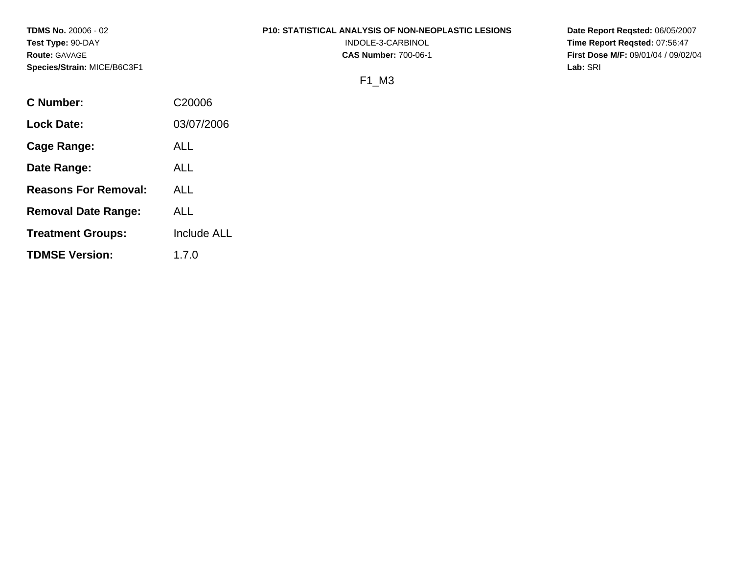**TDMS No.** 20006 - 02
**Test Type:** 90-DAY
**Route:** GAVAGE
**Species/Strain:** MICE/B6C3F1

**P10: STATISTICAL ANALYSIS OF NON-NEOPLASTIC LESIONS**
INDOLE-3-CARBINOL
**CAS Number:** 700-06-1

**Date Report Reqsted:** 06/05/2007
**Time Report Reqsted:** 07:56:47
**First Dose M/F:** 09/01/04 / 09/02/04
**Lab:** SRI

F1_M3

| | |
|---|---|
| **C Number:** | C20006 |
| **Lock Date:** | 03/07/2006 |
| **Cage Range:** | ALL |
| **Date Range:** | ALL |
| **Reasons For Removal:** | ALL |
| **Removal Date Range:** | ALL |
| **Treatment Groups:** | Include ALL |
| **TDMSE Version:** | 1.7.0 |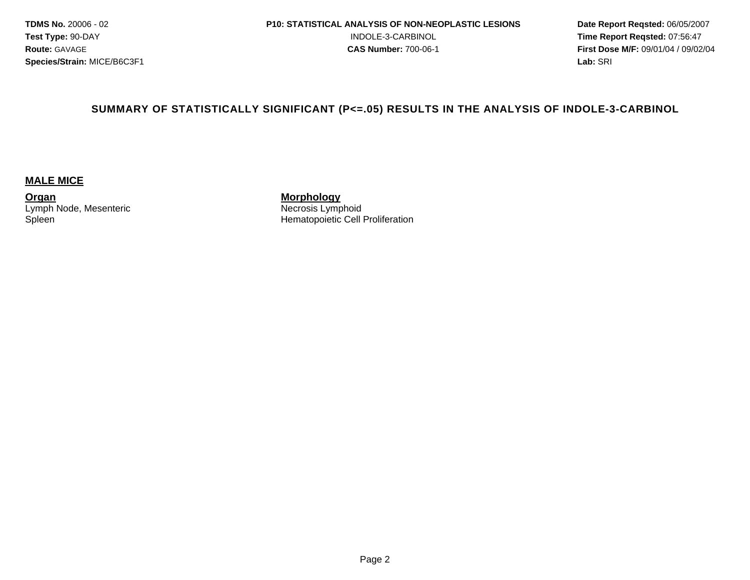# SUMMARY OF STATISTICALLY SIGNIFICANT (P<=.05) RESULTS IN THE ANALYSIS OF INDOLE-3-CARBINOL

## MALE MICE

| Organ | Morphology |
|---|---|
| Lymph Node, Mesenteric | Necrosis Lymphoid |
| Spleen | Hematopoietic Cell Proliferation |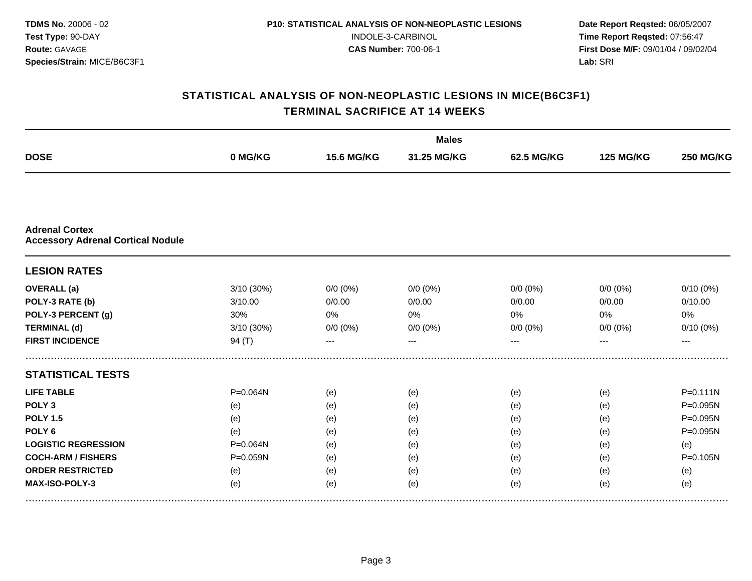**TDMS No.** 20006 - 02
**Test Type:** 90-DAY
**Route:** GAVAGE
**Species/Strain:** MICE/B6C3F1

**P10: STATISTICAL ANALYSIS OF NON-NEOPLASTIC LESIONS**
INDOLE-3-CARBINOL
**CAS Number:** 700-06-1

**Date Report Reqsted:** 06/05/2007
**Time Report Reqsted:** 07:56:47
**First Dose M/F:** 09/01/04 / 09/02/04
**Lab:** SRI

## STATISTICAL ANALYSIS OF NON-NEOPLASTIC LESIONS IN MICE(B6C3F1)
## TERMINAL SACRIFICE AT 14 WEEKS

| | Males | | | | | |
|---|---|---|---|---|---|---|
| **DOSE** | **0 MG/KG** | **15.6 MG/KG** | **31.25 MG/KG** | **62.5 MG/KG** | **125 MG/KG** | **250 MG/KG** |
| **Adrenal Cortex** | | | | | | |
| **Accessory Adrenal Cortical Nodule** | | | | | | |
| **LESION RATES** | | | | | | |
| **OVERALL (a)** | 3/10 (30%) | 0/0 (0%) | 0/0 (0%) | 0/0 (0%) | 0/0 (0%) | 0/10 (0%) |
| **POLY-3 RATE (b)** | 3/10.00 | 0/0.00 | 0/0.00 | 0/0.00 | 0/0.00 | 0/10.00 |
| **POLY-3 PERCENT (g)** | 30% | 0% | 0% | 0% | 0% | 0% |
| **TERMINAL (d)** | 3/10 (30%) | 0/0 (0%) | 0/0 (0%) | 0/0 (0%) | 0/0 (0%) | 0/10 (0%) |
| **FIRST INCIDENCE** | 94 (T) | --- | --- | --- | --- | --- |
| **STATISTICAL TESTS** | | | | | | |
| **LIFE TABLE** | P=0.064N | (e) | (e) | (e) | (e) | P=0.111N |
| **POLY 3** | (e) | (e) | (e) | (e) | (e) | P=0.095N |
| **POLY 1.5** | (e) | (e) | (e) | (e) | (e) | P=0.095N |
| **POLY 6** | (e) | (e) | (e) | (e) | (e) | P=0.095N |
| **LOGISTIC REGRESSION** | P=0.064N | (e) | (e) | (e) | (e) | (e) |
| **COCH-ARM / FISHERS** | P=0.059N | (e) | (e) | (e) | (e) | P=0.105N |
| **ORDER RESTRICTED** | (e) | (e) | (e) | (e) | (e) | (e) |
| **MAX-ISO-POLY-3** | (e) | (e) | (e) | (e) | (e) | (e) |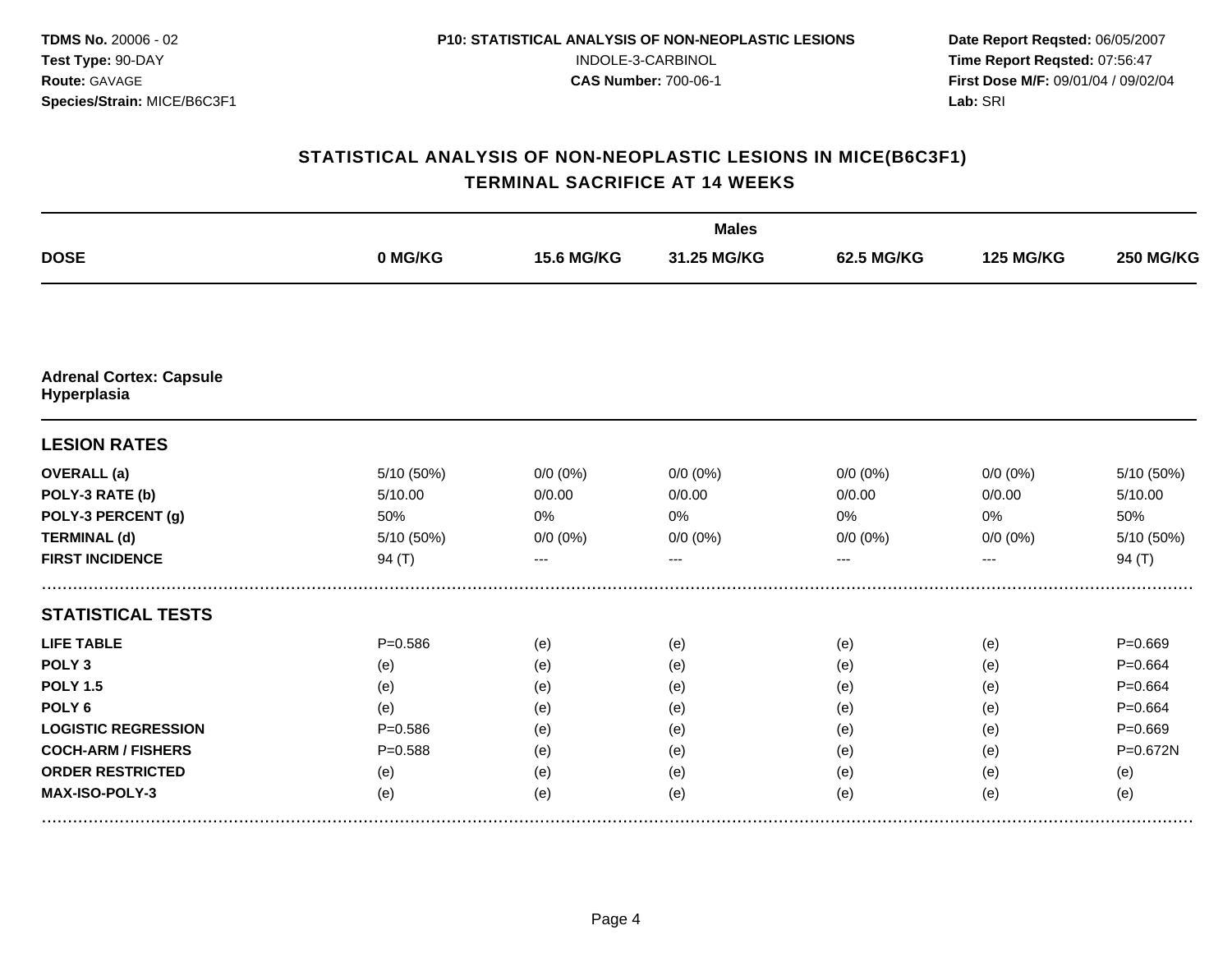**TDMS No.** 20006 - 02
**Test Type:** 90-DAY
**Route:** GAVAGE
**Species/Strain:** MICE/B6C3F1

**P10: STATISTICAL ANALYSIS OF NON-NEOPLASTIC LESIONS**
INDOLE-3-CARBINOL
**CAS Number:** 700-06-1

**Date Report Reqsted:** 06/05/2007
**Time Report Reqsted:** 07:56:47
**First Dose M/F:** 09/01/04 / 09/02/04
**Lab:** SRI

## STATISTICAL ANALYSIS OF NON-NEOPLASTIC LESIONS IN MICE(B6C3F1)
## TERMINAL SACRIFICE AT 14 WEEKS

| | Males | | | | | |
|---|---|---|---|---|---|---|
| **DOSE** | **0 MG/KG** | **15.6 MG/KG** | **31.25 MG/KG** | **62.5 MG/KG** | **125 MG/KG** | **250 MG/KG** |
| **Adrenal Cortex: Capsule Hyperplasia** | | | | | | |
| **LESION RATES** | | | | | | |
| **OVERALL (a)** | 5/10 (50%) | 0/0 (0%) | 0/0 (0%) | 0/0 (0%) | 0/0 (0%) | 5/10 (50%) |
| **POLY-3 RATE (b)** | 5/10.00 | 0/0.00 | 0/0.00 | 0/0.00 | 0/0.00 | 5/10.00 |
| **POLY-3 PERCENT (g)** | 50% | 0% | 0% | 0% | 0% | 50% |
| **TERMINAL (d)** | 5/10 (50%) | 0/0 (0%) | 0/0 (0%) | 0/0 (0%) | 0/0 (0%) | 5/10 (50%) |
| **FIRST INCIDENCE** | 94 (T) | --- | --- | --- | --- | 94 (T) |
| **STATISTICAL TESTS** | | | | | | |
| **LIFE TABLE** | P=0.586 | (e) | (e) | (e) | (e) | P=0.669 |
| **POLY 3** | (e) | (e) | (e) | (e) | (e) | P=0.664 |
| **POLY 1.5** | (e) | (e) | (e) | (e) | (e) | P=0.664 |
| **POLY 6** | (e) | (e) | (e) | (e) | (e) | P=0.664 |
| **LOGISTIC REGRESSION** | P=0.586 | (e) | (e) | (e) | (e) | P=0.669 |
| **COCH-ARM / FISHERS** | P=0.588 | (e) | (e) | (e) | (e) | P=0.672N |
| **ORDER RESTRICTED** | (e) | (e) | (e) | (e) | (e) | (e) |
| **MAX-ISO-POLY-3** | (e) | (e) | (e) | (e) | (e) | (e) |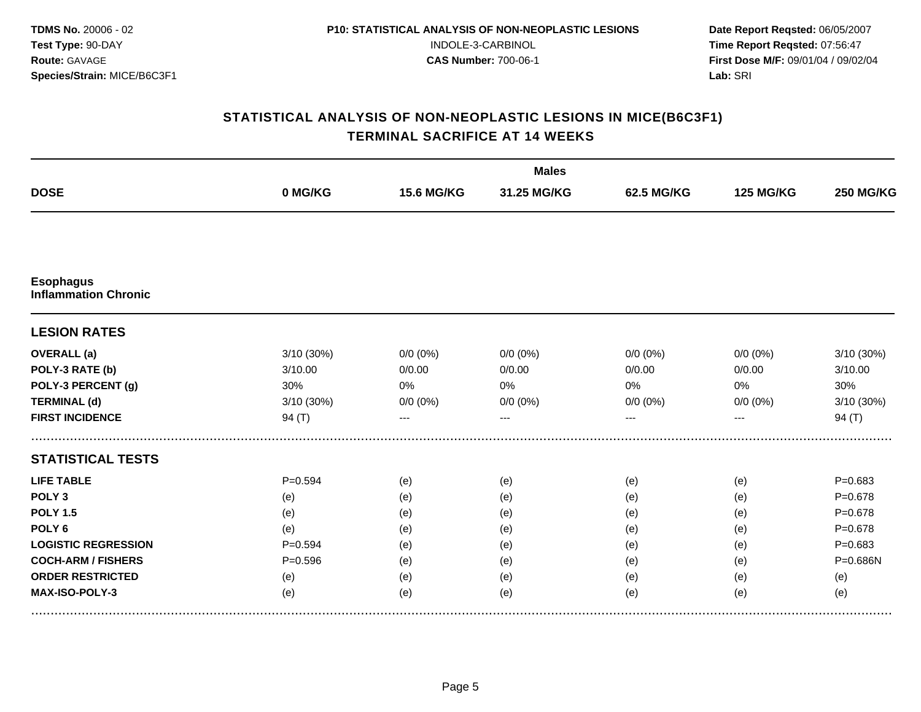**TDMS No.** 20006 - 02
**Test Type:** 90-DAY
**Route:** GAVAGE
**Species/Strain:** MICE/B6C3F1

**P10: STATISTICAL ANALYSIS OF NON-NEOPLASTIC LESIONS**
INDOLE-3-CARBINOL
**CAS Number:** 700-06-1

**Date Report Reqsted:** 06/05/2007
**Time Report Reqsted:** 07:56:47
**First Dose M/F:** 09/01/04 / 09/02/04
**Lab:** SRI

## STATISTICAL ANALYSIS OF NON-NEOPLASTIC LESIONS IN MICE(B6C3F1)
## TERMINAL SACRIFICE AT 14 WEEKS

| | Males | | | | | |
|---|---|---|---|---|---|---|
| **DOSE** | **0 MG/KG** | **15.6 MG/KG** | **31.25 MG/KG** | **62.5 MG/KG** | **125 MG/KG** | **250 MG/KG** |
| **Esophagus** **Inflammation Chronic** | | | | | | |
| **LESION RATES** | | | | | | |
| **OVERALL (a)** | 3/10 (30%) | 0/0 (0%) | 0/0 (0%) | 0/0 (0%) | 0/0 (0%) | 3/10 (30%) |
| **POLY-3 RATE (b)** | 3/10.00 | 0/0.00 | 0/0.00 | 0/0.00 | 0/0.00 | 3/10.00 |
| **POLY-3 PERCENT (g)** | 30% | 0% | 0% | 0% | 0% | 30% |
| **TERMINAL (d)** | 3/10 (30%) | 0/0 (0%) | 0/0 (0%) | 0/0 (0%) | 0/0 (0%) | 3/10 (30%) |
| **FIRST INCIDENCE** | 94 (T) | --- | --- | --- | --- | 94 (T) |
| **STATISTICAL TESTS** | | | | | | |
| **LIFE TABLE** | P=0.594 | (e) | (e) | (e) | (e) | P=0.683 |
| **POLY 3** | (e) | (e) | (e) | (e) | (e) | P=0.678 |
| **POLY 1.5** | (e) | (e) | (e) | (e) | (e) | P=0.678 |
| **POLY 6** | (e) | (e) | (e) | (e) | (e) | P=0.678 |
| **LOGISTIC REGRESSION** | P=0.594 | (e) | (e) | (e) | (e) | P=0.683 |
| **COCH-ARM / FISHERS** | P=0.596 | (e) | (e) | (e) | (e) | P=0.686N |
| **ORDER RESTRICTED** | (e) | (e) | (e) | (e) | (e) | (e) |
| **MAX-ISO-POLY-3** | (e) | (e) | (e) | (e) | (e) | (e) |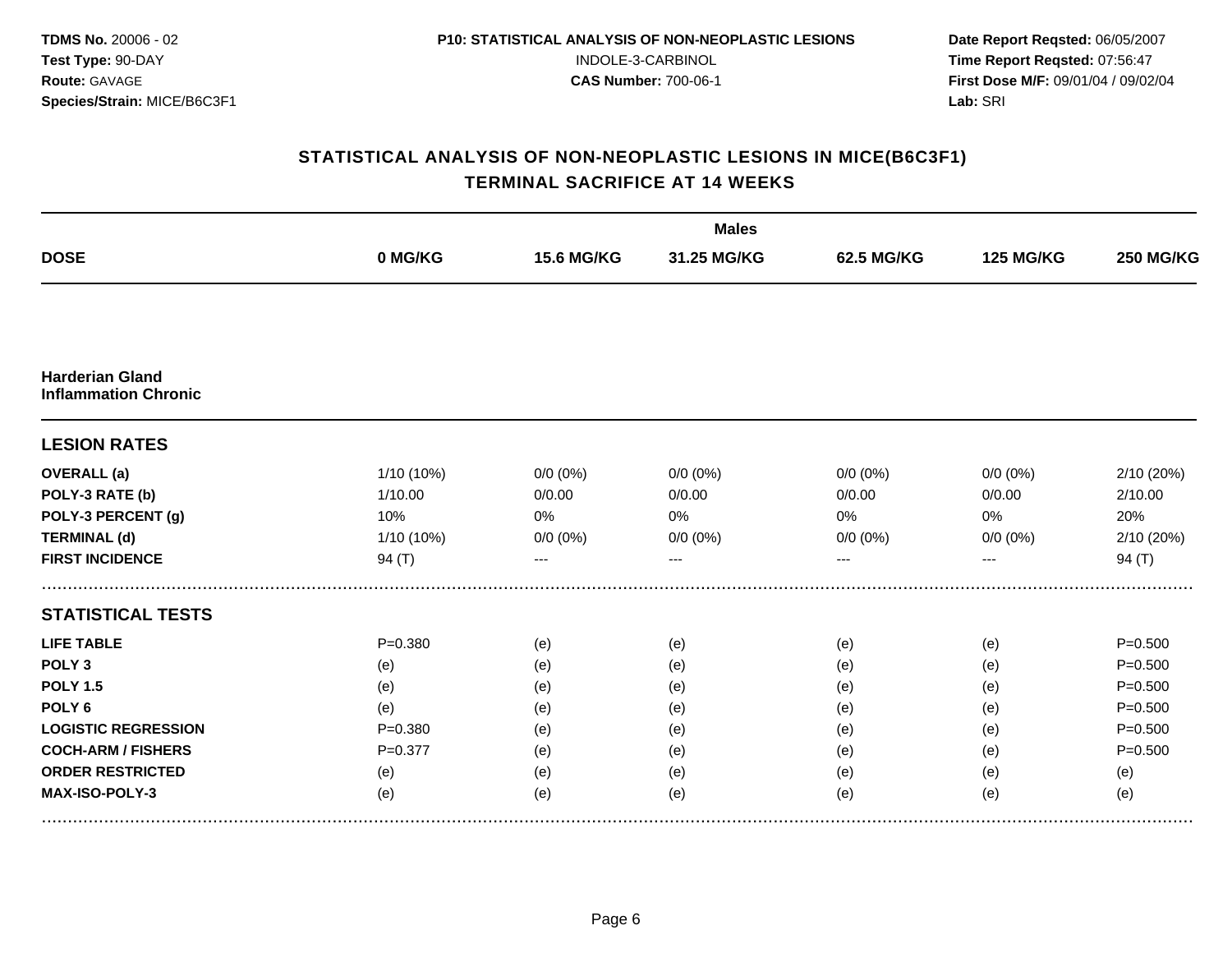**TDMS No.** 20006 - 02
**Test Type:** 90-DAY
**Route:** GAVAGE
**Species/Strain:** MICE/B6C3F1

**P10: STATISTICAL ANALYSIS OF NON-NEOPLASTIC LESIONS**
INDOLE-3-CARBINOL
**CAS Number:** 700-06-1

**Date Report Reqsted:** 06/05/2007
**Time Report Reqsted:** 07:56:47
**First Dose M/F:** 09/01/04 / 09/02/04
**Lab:** SRI

## STATISTICAL ANALYSIS OF NON-NEOPLASTIC LESIONS IN MICE(B6C3F1)
## TERMINAL SACRIFICE AT 14 WEEKS

| | Males | | | | | |
|---|---|---|---|---|---|---|
| **DOSE** | **0 MG/KG** | **15.6 MG/KG** | **31.25 MG/KG** | **62.5 MG/KG** | **125 MG/KG** | **250 MG/KG** |
| **Harderian Gland Inflammation Chronic** | | | | | | |
| **LESION RATES** | | | | | | |
| **OVERALL (a)** | 1/10 (10%) | 0/0 (0%) | 0/0 (0%) | 0/0 (0%) | 0/0 (0%) | 2/10 (20%) |
| **POLY-3 RATE (b)** | 1/10.00 | 0/0.00 | 0/0.00 | 0/0.00 | 0/0.00 | 2/10.00 |
| **POLY-3 PERCENT (g)** | 10% | 0% | 0% | 0% | 0% | 20% |
| **TERMINAL (d)** | 1/10 (10%) | 0/0 (0%) | 0/0 (0%) | 0/0 (0%) | 0/0 (0%) | 2/10 (20%) |
| **FIRST INCIDENCE** | 94 (T) | --- | --- | --- | --- | 94 (T) |
| **STATISTICAL TESTS** | | | | | | |
| **LIFE TABLE** | P=0.380 | (e) | (e) | (e) | (e) | P=0.500 |
| **POLY 3** | (e) | (e) | (e) | (e) | (e) | P=0.500 |
| **POLY 1.5** | (e) | (e) | (e) | (e) | (e) | P=0.500 |
| **POLY 6** | (e) | (e) | (e) | (e) | (e) | P=0.500 |
| **LOGISTIC REGRESSION** | P=0.380 | (e) | (e) | (e) | (e) | P=0.500 |
| **COCH-ARM / FISHERS** | P=0.377 | (e) | (e) | (e) | (e) | P=0.500 |
| **ORDER RESTRICTED** | (e) | (e) | (e) | (e) | (e) | (e) |
| **MAX-ISO-POLY-3** | (e) | (e) | (e) | (e) | (e) | (e) |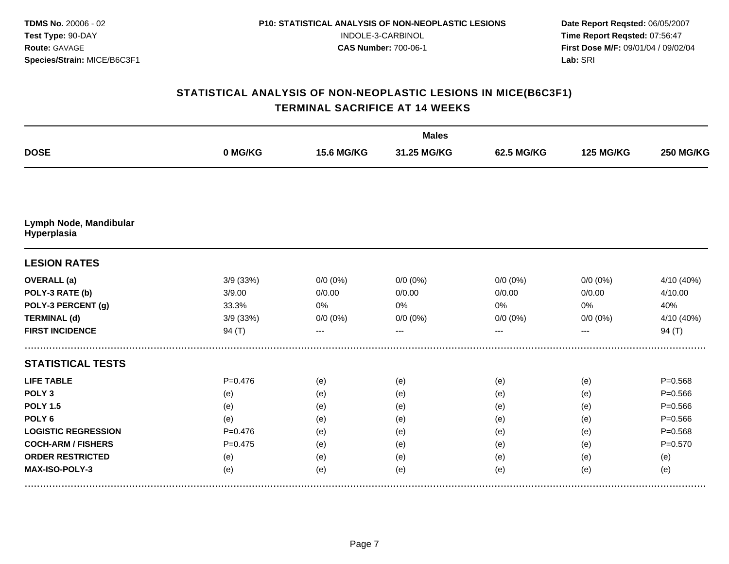**TDMS No.** 20006 - 02
**Test Type:** 90-DAY
**Route:** GAVAGE
**Species/Strain:** MICE/B6C3F1

**P10: STATISTICAL ANALYSIS OF NON-NEOPLASTIC LESIONS**
INDOLE-3-CARBINOL
**CAS Number:** 700-06-1

**Date Report Reqsted:** 06/05/2007
**Time Report Reqsted:** 07:56:47
**First Dose M/F:** 09/01/04 / 09/02/04
**Lab:** SRI

## STATISTICAL ANALYSIS OF NON-NEOPLASTIC LESIONS IN MICE(B6C3F1)
## TERMINAL SACRIFICE AT 14 WEEKS

| | Males | | | | | |
|---|---|---|---|---|---|---|
| **DOSE** | **0 MG/KG** | **15.6 MG/KG** | **31.25 MG/KG** | **62.5 MG/KG** | **125 MG/KG** | **250 MG/KG** |
| **Lymph Node, Mandibular Hyperplasia** | | | | | | |
| **LESION RATES** | | | | | | |
| **OVERALL (a)** | 3/9 (33%) | 0/0 (0%) | 0/0 (0%) | 0/0 (0%) | 0/0 (0%) | 4/10 (40%) |
| **POLY-3 RATE (b)** | 3/9.00 | 0/0.00 | 0/0.00 | 0/0.00 | 0/0.00 | 4/10.00 |
| **POLY-3 PERCENT (g)** | 33.3% | 0% | 0% | 0% | 0% | 40% |
| **TERMINAL (d)** | 3/9 (33%) | 0/0 (0%) | 0/0 (0%) | 0/0 (0%) | 0/0 (0%) | 4/10 (40%) |
| **FIRST INCIDENCE** | 94 (T) | --- | --- | --- | --- | 94 (T) |
| **STATISTICAL TESTS** | | | | | | |
| **LIFE TABLE** | P=0.476 | (e) | (e) | (e) | (e) | P=0.568 |
| **POLY 3** | (e) | (e) | (e) | (e) | (e) | P=0.566 |
| **POLY 1.5** | (e) | (e) | (e) | (e) | (e) | P=0.566 |
| **POLY 6** | (e) | (e) | (e) | (e) | (e) | P=0.566 |
| **LOGISTIC REGRESSION** | P=0.476 | (e) | (e) | (e) | (e) | P=0.568 |
| **COCH-ARM / FISHERS** | P=0.475 | (e) | (e) | (e) | (e) | P=0.570 |
| **ORDER RESTRICTED** | (e) | (e) | (e) | (e) | (e) | (e) |
| **MAX-ISO-POLY-3** | (e) | (e) | (e) | (e) | (e) | (e) |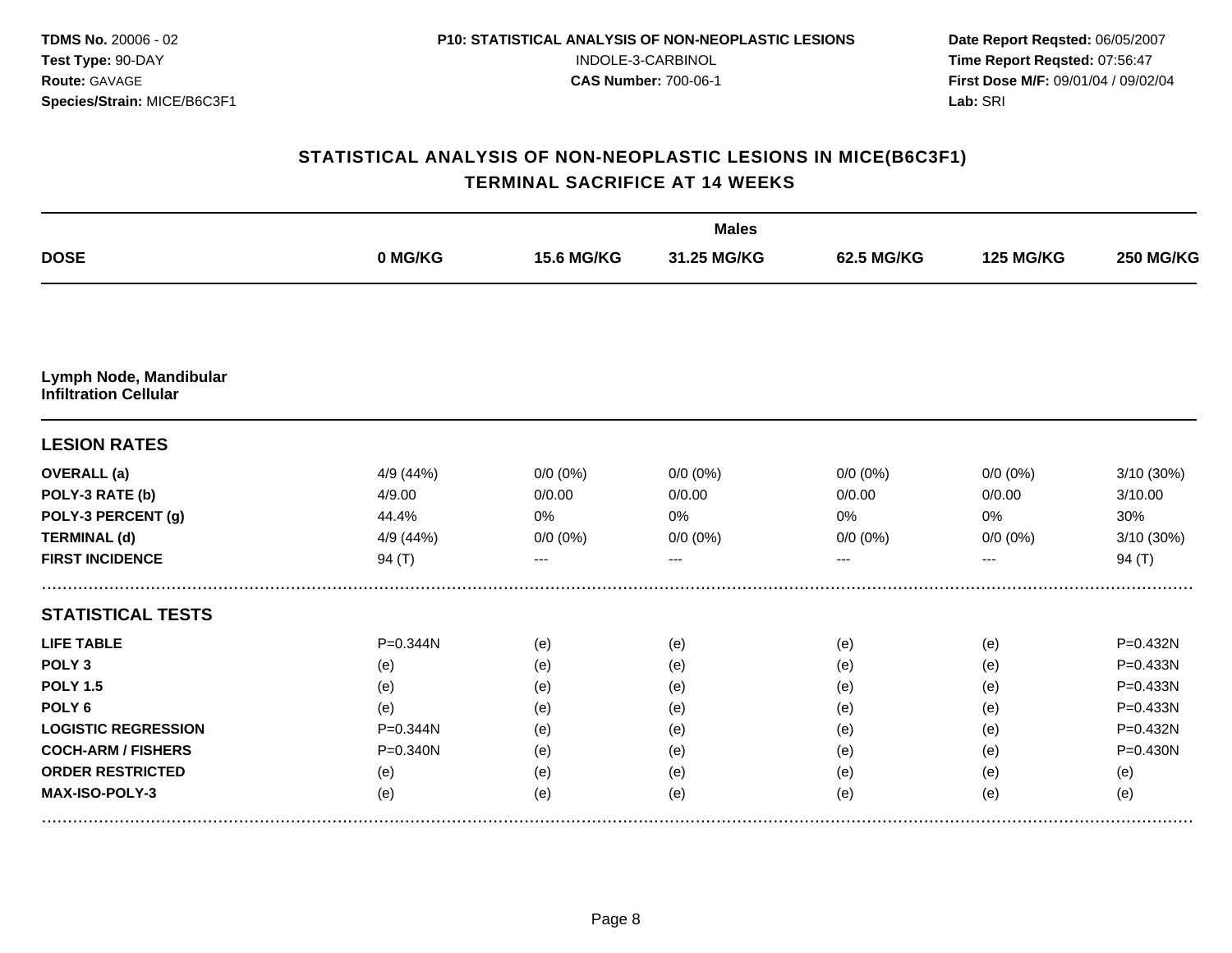**TDMS No.** 20006 - 02
**Test Type:** 90-DAY
**Route:** GAVAGE
**Species/Strain:** MICE/B6C3F1

**P10: STATISTICAL ANALYSIS OF NON-NEOPLASTIC LESIONS**
INDOLE-3-CARBINOL
**CAS Number:** 700-06-1

**Date Report Reqsted:** 06/05/2007
**Time Report Reqsted:** 07:56:47
**First Dose M/F:** 09/01/04 / 09/02/04
**Lab:** SRI

## STATISTICAL ANALYSIS OF NON-NEOPLASTIC LESIONS IN MICE(B6C3F1)
## TERMINAL SACRIFICE AT 14 WEEKS

| | Males | | | | | |
|---|---|---|---|---|---|---|
| **DOSE** | **0 MG/KG** | **15.6 MG/KG** | **31.25 MG/KG** | **62.5 MG/KG** | **125 MG/KG** | **250 MG/KG** |
| **Lymph Node, Mandibular** **Infiltration Cellular** | | | | | | |
| **LESION RATES** | | | | | | |
| **OVERALL (a)** | 4/9 (44%) | 0/0 (0%) | 0/0 (0%) | 0/0 (0%) | 0/0 (0%) | 3/10 (30%) |
| **POLY-3 RATE (b)** | 4/9.00 | 0/0.00 | 0/0.00 | 0/0.00 | 0/0.00 | 3/10.00 |
| **POLY-3 PERCENT (g)** | 44.4% | 0% | 0% | 0% | 0% | 30% |
| **TERMINAL (d)** | 4/9 (44%) | 0/0 (0%) | 0/0 (0%) | 0/0 (0%) | 0/0 (0%) | 3/10 (30%) |
| **FIRST INCIDENCE** | 94 (T) | --- | --- | --- | --- | 94 (T) |
| **STATISTICAL TESTS** | | | | | | |
| **LIFE TABLE** | P=0.344N | (e) | (e) | (e) | (e) | P=0.432N |
| **POLY 3** | (e) | (e) | (e) | (e) | (e) | P=0.433N |
| **POLY 1.5** | (e) | (e) | (e) | (e) | (e) | P=0.433N |
| **POLY 6** | (e) | (e) | (e) | (e) | (e) | P=0.433N |
| **LOGISTIC REGRESSION** | P=0.344N | (e) | (e) | (e) | (e) | P=0.432N |
| **COCH-ARM / FISHERS** | P=0.340N | (e) | (e) | (e) | (e) | P=0.430N |
| **ORDER RESTRICTED** | (e) | (e) | (e) | (e) | (e) | (e) |
| **MAX-ISO-POLY-3** | (e) | (e) | (e) | (e) | (e) | (e) |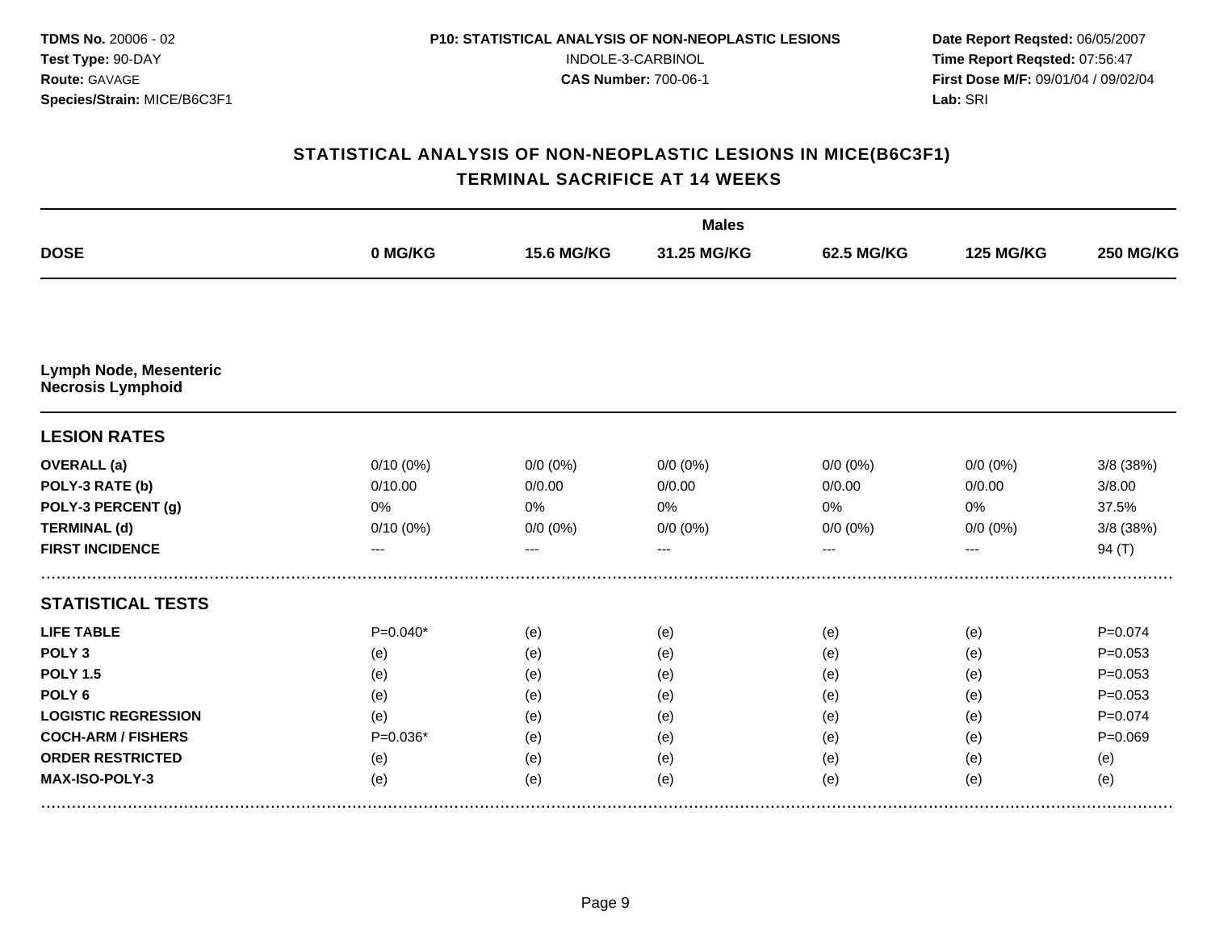TDMS No. 20006 - 02
Test Type: 90-DAY
Route: GAVAGE
Species/Strain: MICE/B6C3F1

P10: STATISTICAL ANALYSIS OF NON-NEOPLASTIC LESIONS
INDOLE-3-CARBINOL
CAS Number: 700-06-1

Date Report Reqsted: 06/05/2007
Time Report Reqsted: 07:56:47
First Dose M/F: 09/01/04 / 09/02/04
Lab: SRI

## STATISTICAL ANALYSIS OF NON-NEOPLASTIC LESIONS IN MICE(B6C3F1)
## TERMINAL SACRIFICE AT 14 WEEKS

| | Males | | | | | |
|---|---|---|---|---|---|---|
| **DOSE** | **0 MG/KG** | **15.6 MG/KG** | **31.25 MG/KG** | **62.5 MG/KG** | **125 MG/KG** | **250 MG/KG** |
| **Lymph Node, Mesenteric** | | | | | | |
| **Necrosis Lymphoid** | | | | | | |
| **LESION RATES** | | | | | | |
| **OVERALL (a)** | 0/10 (0%) | 0/0 (0%) | 0/0 (0%) | 0/0 (0%) | 0/0 (0%) | 3/8 (38%) |
| **POLY-3 RATE (b)** | 0/10.00 | 0/0.00 | 0/0.00 | 0/0.00 | 0/0.00 | 3/8.00 |
| **POLY-3 PERCENT (g)** | 0% | 0% | 0% | 0% | 0% | 37.5% |
| **TERMINAL (d)** | 0/10 (0%) | 0/0 (0%) | 0/0 (0%) | 0/0 (0%) | 0/0 (0%) | 3/8 (38%) |
| **FIRST INCIDENCE** | --- | --- | --- | --- | --- | 94 (T) |
| **STATISTICAL TESTS** | | | | | | |
| **LIFE TABLE** | P=0.040* | (e) | (e) | (e) | (e) | P=0.074 |
| **POLY 3** | (e) | (e) | (e) | (e) | (e) | P=0.053 |
| **POLY 1.5** | (e) | (e) | (e) | (e) | (e) | P=0.053 |
| **POLY 6** | (e) | (e) | (e) | (e) | (e) | P=0.053 |
| **LOGISTIC REGRESSION** | (e) | (e) | (e) | (e) | (e) | P=0.074 |
| **COCH-ARM / FISHERS** | P=0.036* | (e) | (e) | (e) | (e) | P=0.069 |
| **ORDER RESTRICTED** | (e) | (e) | (e) | (e) | (e) | (e) |
| **MAX-ISO-POLY-3** | (e) | (e) | (e) | (e) | (e) | (e) |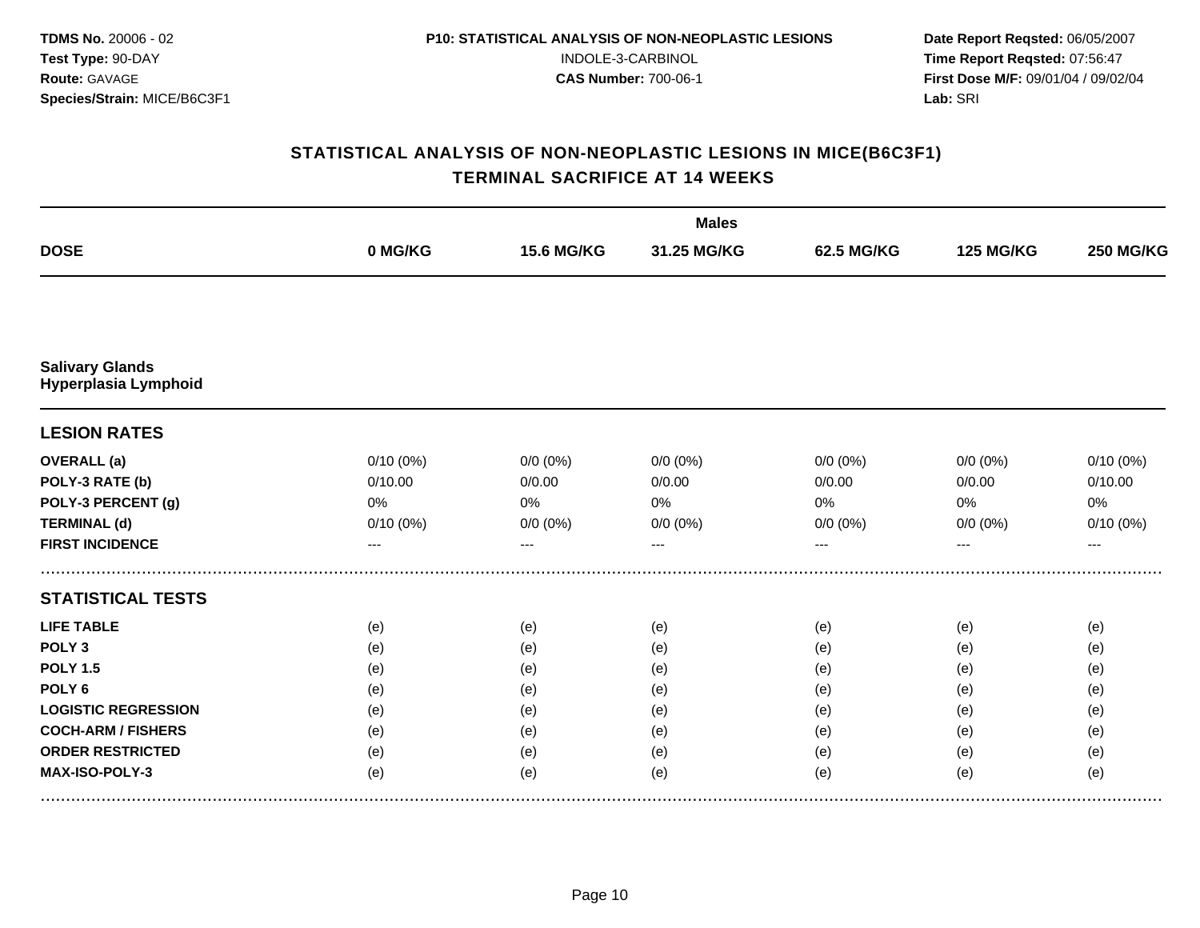**TDMS No.** 20006 - 02
**Test Type:** 90-DAY
**Route:** GAVAGE
**Species/Strain:** MICE/B6C3F1

**P10: STATISTICAL ANALYSIS OF NON-NEOPLASTIC LESIONS**
INDOLE-3-CARBINOL
**CAS Number:** 700-06-1

**Date Report Reqsted:** 06/05/2007
**Time Report Reqsted:** 07:56:47
**First Dose M/F:** 09/01/04 / 09/02/04
**Lab:** SRI

## STATISTICAL ANALYSIS OF NON-NEOPLASTIC LESIONS IN MICE(B6C3F1)
## TERMINAL SACRIFICE AT 14 WEEKS

| | Males | | | | | |
|---|---|---|---|---|---|---|
| **DOSE** | **0 MG/KG** | **15.6 MG/KG** | **31.25 MG/KG** | **62.5 MG/KG** | **125 MG/KG** | **250 MG/KG** |
| **Salivary Glands** | | | | | | |
| **Hyperplasia Lymphoid** | | | | | | |
| **LESION RATES** | | | | | | |
| **OVERALL (a)** | 0/10 (0%) | 0/0 (0%) | 0/0 (0%) | 0/0 (0%) | 0/0 (0%) | 0/10 (0%) |
| **POLY-3 RATE (b)** | 0/10.00 | 0/0.00 | 0/0.00 | 0/0.00 | 0/0.00 | 0/10.00 |
| **POLY-3 PERCENT (g)** | 0% | 0% | 0% | 0% | 0% | 0% |
| **TERMINAL (d)** | 0/10 (0%) | 0/0 (0%) | 0/0 (0%) | 0/0 (0%) | 0/0 (0%) | 0/10 (0%) |
| **FIRST INCIDENCE** | --- | --- | --- | --- | --- | --- |
| **STATISTICAL TESTS** | | | | | | |
| **LIFE TABLE** | (e) | (e) | (e) | (e) | (e) | (e) |
| **POLY 3** | (e) | (e) | (e) | (e) | (e) | (e) |
| **POLY 1.5** | (e) | (e) | (e) | (e) | (e) | (e) |
| **POLY 6** | (e) | (e) | (e) | (e) | (e) | (e) |
| **LOGISTIC REGRESSION** | (e) | (e) | (e) | (e) | (e) | (e) |
| **COCH-ARM / FISHERS** | (e) | (e) | (e) | (e) | (e) | (e) |
| **ORDER RESTRICTED** | (e) | (e) | (e) | (e) | (e) | (e) |
| **MAX-ISO-POLY-3** | (e) | (e) | (e) | (e) | (e) | (e) |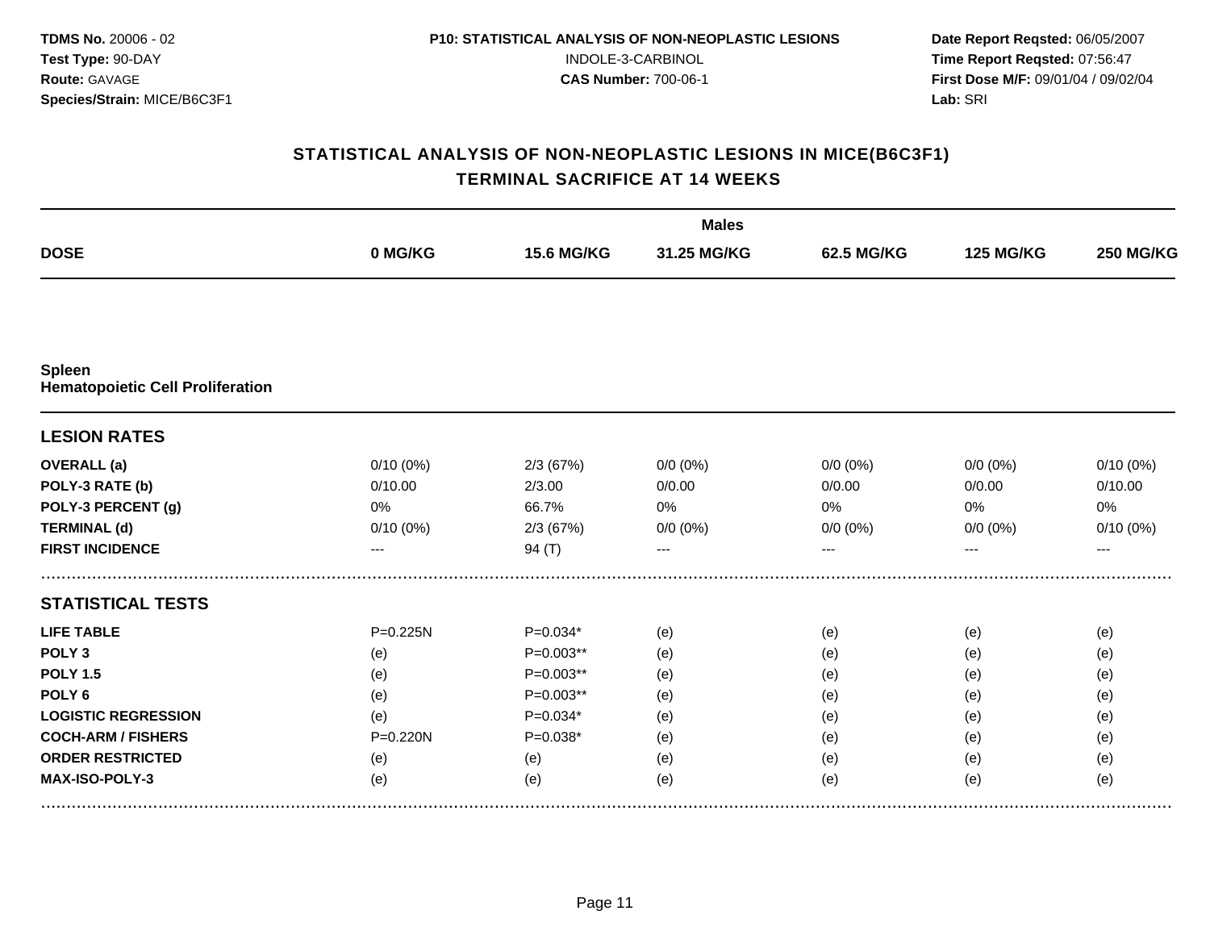**TDMS No.** 20006 - 02
**Test Type:** 90-DAY
**Route:** GAVAGE
**Species/Strain:** MICE/B6C3F1

**P10: STATISTICAL ANALYSIS OF NON-NEOPLASTIC LESIONS**
INDOLE-3-CARBINOL
**CAS Number:** 700-06-1

**Date Report Reqsted:** 06/05/2007
**Time Report Reqsted:** 07:56:47
**First Dose M/F:** 09/01/04 / 09/02/04
**Lab:** SRI

## STATISTICAL ANALYSIS OF NON-NEOPLASTIC LESIONS IN MICE(B6C3F1)
## TERMINAL SACRIFICE AT 14 WEEKS

| | Males | | | | | |
|---|---|---|---|---|---|---|
| **DOSE** | **0 MG/KG** | **15.6 MG/KG** | **31.25 MG/KG** | **62.5 MG/KG** | **125 MG/KG** | **250 MG/KG** |
| **Spleen** | | | | | | |
| **Hematopoietic Cell Proliferation** | | | | | | |
| **LESION RATES** | | | | | | |
| **OVERALL (a)** | 0/10 (0%) | 2/3 (67%) | 0/0 (0%) | 0/0 (0%) | 0/0 (0%) | 0/10 (0%) |
| **POLY-3 RATE (b)** | 0/10.00 | 2/3.00 | 0/0.00 | 0/0.00 | 0/0.00 | 0/10.00 |
| **POLY-3 PERCENT (g)** | 0% | 66.7% | 0% | 0% | 0% | 0% |
| **TERMINAL (d)** | 0/10 (0%) | 2/3 (67%) | 0/0 (0%) | 0/0 (0%) | 0/0 (0%) | 0/10 (0%) |
| **FIRST INCIDENCE** | --- | 94 (T) | --- | --- | --- | --- |
| **STATISTICAL TESTS** | | | | | | |
| **LIFE TABLE** | P=0.225N | P=0.034* | (e) | (e) | (e) | (e) |
| **POLY 3** | (e) | P=0.003** | (e) | (e) | (e) | (e) |
| **POLY 1.5** | (e) | P=0.003** | (e) | (e) | (e) | (e) |
| **POLY 6** | (e) | P=0.003** | (e) | (e) | (e) | (e) |
| **LOGISTIC REGRESSION** | (e) | P=0.034* | (e) | (e) | (e) | (e) |
| **COCH-ARM / FISHERS** | P=0.220N | P=0.038* | (e) | (e) | (e) | (e) |
| **ORDER RESTRICTED** | (e) | (e) | (e) | (e) | (e) | (e) |
| **MAX-ISO-POLY-3** | (e) | (e) | (e) | (e) | (e) | (e) |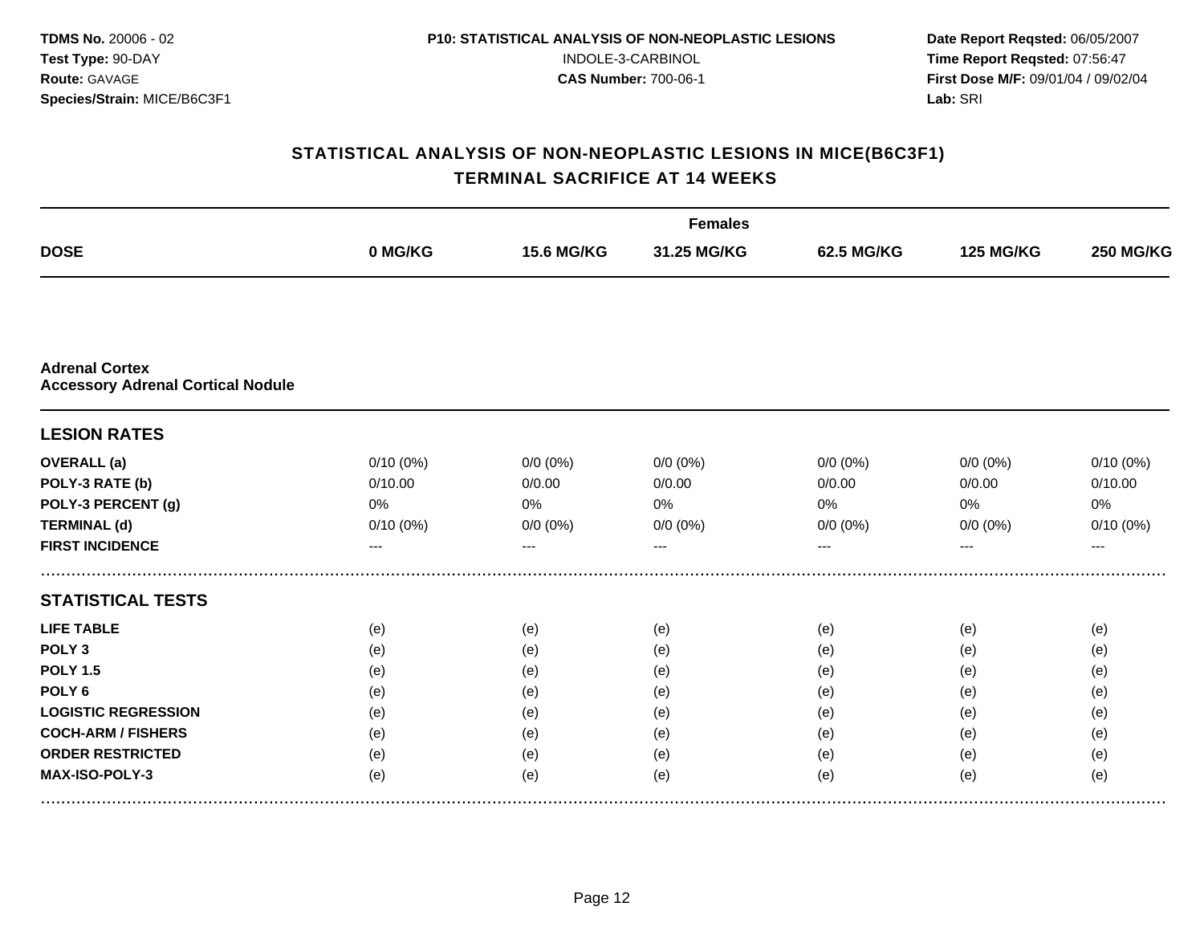**TDMS No.** 20006 - 02
**Test Type:** 90-DAY
**Route:** GAVAGE
**Species/Strain:** MICE/B6C3F1

**P10: STATISTICAL ANALYSIS OF NON-NEOPLASTIC LESIONS**
INDOLE-3-CARBINOL
**CAS Number:** 700-06-1

**Date Report Reqsted:** 06/05/2007
**Time Report Reqsted:** 07:56:47
**First Dose M/F:** 09/01/04 / 09/02/04
**Lab:** SRI

## STATISTICAL ANALYSIS OF NON-NEOPLASTIC LESIONS IN MICE(B6C3F1)
## TERMINAL SACRIFICE AT 14 WEEKS

| | Females | | | | | |
|---|---|---|---|---|---|---|
| **DOSE** | **0 MG/KG** | **15.6 MG/KG** | **31.25 MG/KG** | **62.5 MG/KG** | **125 MG/KG** | **250 MG/KG** |
| **Adrenal Cortex** | | | | | | |
| **Accessory Adrenal Cortical Nodule** | | | | | | |
| **LESION RATES** | | | | | | |
| **OVERALL (a)** | 0/10 (0%) | 0/0 (0%) | 0/0 (0%) | 0/0 (0%) | 0/0 (0%) | 0/10 (0%) |
| **POLY-3 RATE (b)** | 0/10.00 | 0/0.00 | 0/0.00 | 0/0.00 | 0/0.00 | 0/10.00 |
| **POLY-3 PERCENT (g)** | 0% | 0% | 0% | 0% | 0% | 0% |
| **TERMINAL (d)** | 0/10 (0%) | 0/0 (0%) | 0/0 (0%) | 0/0 (0%) | 0/0 (0%) | 0/10 (0%) |
| **FIRST INCIDENCE** | --- | --- | --- | --- | --- | --- |
| **STATISTICAL TESTS** | | | | | | |
| **LIFE TABLE** | (e) | (e) | (e) | (e) | (e) | (e) |
| **POLY 3** | (e) | (e) | (e) | (e) | (e) | (e) |
| **POLY 1.5** | (e) | (e) | (e) | (e) | (e) | (e) |
| **POLY 6** | (e) | (e) | (e) | (e) | (e) | (e) |
| **LOGISTIC REGRESSION** | (e) | (e) | (e) | (e) | (e) | (e) |
| **COCH-ARM / FISHERS** | (e) | (e) | (e) | (e) | (e) | (e) |
| **ORDER RESTRICTED** | (e) | (e) | (e) | (e) | (e) | (e) |
| **MAX-ISO-POLY-3** | (e) | (e) | (e) | (e) | (e) | (e) |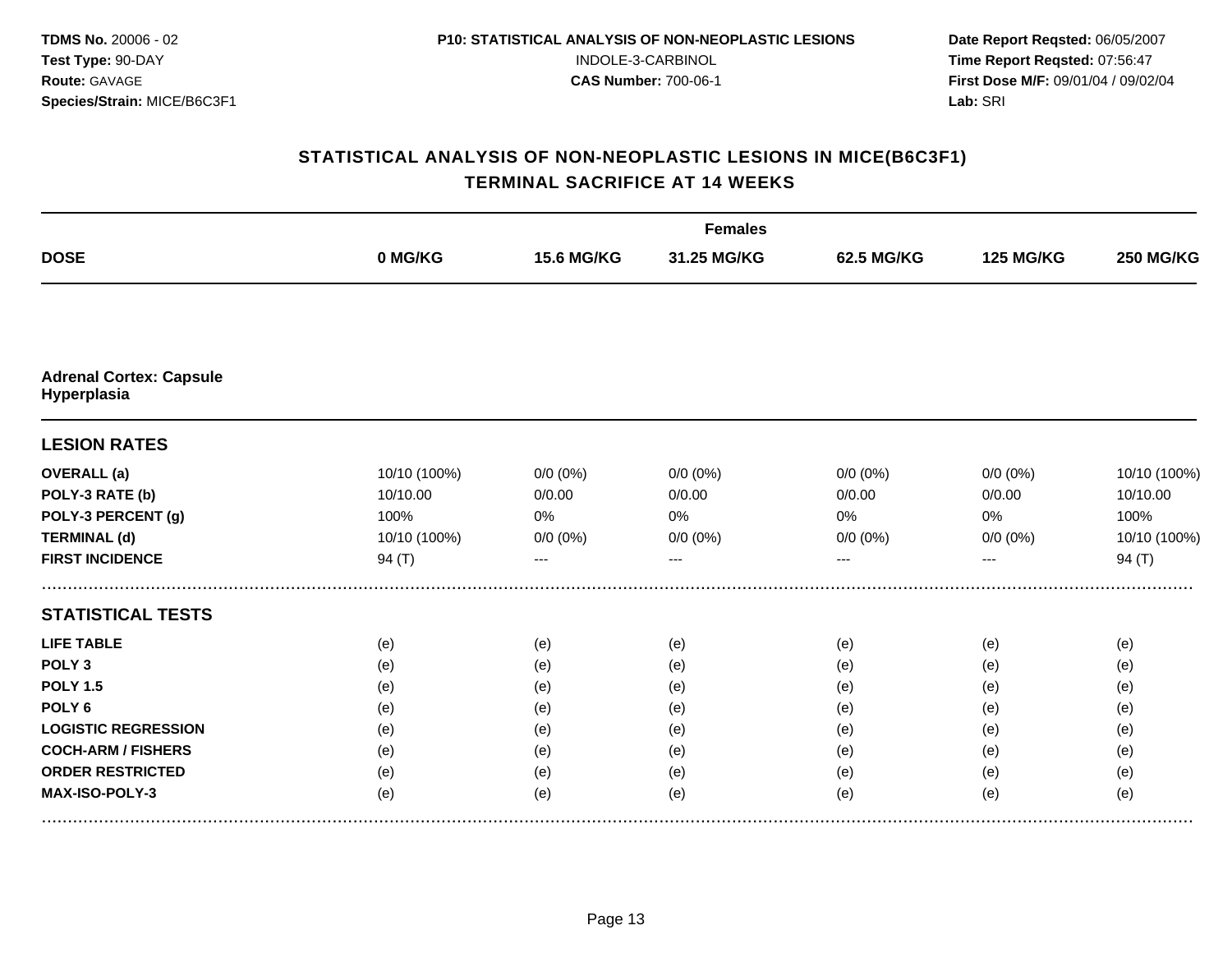**TDMS No.** 20006 - 02
**Test Type:** 90-DAY
**Route:** GAVAGE
**Species/Strain:** MICE/B6C3F1

**P10: STATISTICAL ANALYSIS OF NON-NEOPLASTIC LESIONS**
INDOLE-3-CARBINOL
**CAS Number:** 700-06-1

**Date Report Reqsted:** 06/05/2007
**Time Report Reqsted:** 07:56:47
**First Dose M/F:** 09/01/04 / 09/02/04
**Lab:** SRI

## STATISTICAL ANALYSIS OF NON-NEOPLASTIC LESIONS IN MICE(B6C3F1)
## TERMINAL SACRIFICE AT 14 WEEKS

| | Females | | | | | |
|---|---|---|---|---|---|---|
| **DOSE** | **0 MG/KG** | **15.6 MG/KG** | **31.25 MG/KG** | **62.5 MG/KG** | **125 MG/KG** | **250 MG/KG** |
| **Adrenal Cortex: Capsule Hyperplasia** | | | | | | |
| **LESION RATES** | | | | | | |
| **OVERALL (a)** | 10/10 (100%) | 0/0 (0%) | 0/0 (0%) | 0/0 (0%) | 0/0 (0%) | 10/10 (100%) |
| **POLY-3 RATE (b)** | 10/10.00 | 0/0.00 | 0/0.00 | 0/0.00 | 0/0.00 | 10/10.00 |
| **POLY-3 PERCENT (g)** | 100% | 0% | 0% | 0% | 0% | 100% |
| **TERMINAL (d)** | 10/10 (100%) | 0/0 (0%) | 0/0 (0%) | 0/0 (0%) | 0/0 (0%) | 10/10 (100%) |
| **FIRST INCIDENCE** | 94 (T) | --- | --- | --- | --- | 94 (T) |
| **STATISTICAL TESTS** | | | | | | |
| **LIFE TABLE** | (e) | (e) | (e) | (e) | (e) | (e) |
| **POLY 3** | (e) | (e) | (e) | (e) | (e) | (e) |
| **POLY 1.5** | (e) | (e) | (e) | (e) | (e) | (e) |
| **POLY 6** | (e) | (e) | (e) | (e) | (e) | (e) |
| **LOGISTIC REGRESSION** | (e) | (e) | (e) | (e) | (e) | (e) |
| **COCH-ARM / FISHERS** | (e) | (e) | (e) | (e) | (e) | (e) |
| **ORDER RESTRICTED** | (e) | (e) | (e) | (e) | (e) | (e) |
| **MAX-ISO-POLY-3** | (e) | (e) | (e) | (e) | (e) | (e) |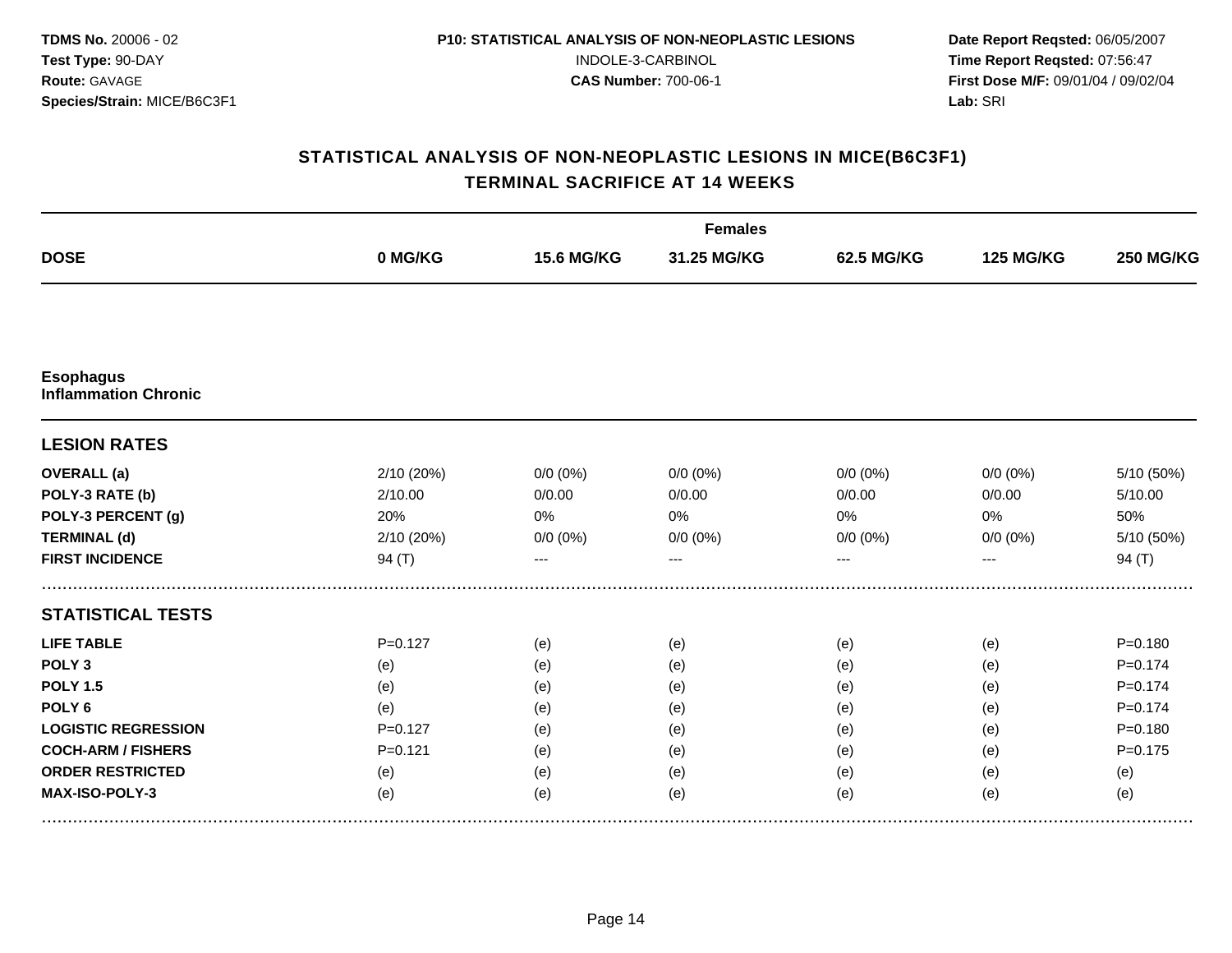**TDMS No.** 20006 - 02
**Test Type:** 90-DAY
**Route:** GAVAGE
**Species/Strain:** MICE/B6C3F1

**P10: STATISTICAL ANALYSIS OF NON-NEOPLASTIC LESIONS**
INDOLE-3-CARBINOL
**CAS Number:** 700-06-1

**Date Report Reqsted:** 06/05/2007
**Time Report Reqsted:** 07:56:47
**First Dose M/F:** 09/01/04 / 09/02/04
**Lab:** SRI

## STATISTICAL ANALYSIS OF NON-NEOPLASTIC LESIONS IN MICE(B6C3F1)
## TERMINAL SACRIFICE AT 14 WEEKS

| | Females | | | | | |
|---|---|---|---|---|---|---|
| **DOSE** | **0 MG/KG** | **15.6 MG/KG** | **31.25 MG/KG** | **62.5 MG/KG** | **125 MG/KG** | **250 MG/KG** |
| **Esophagus** **Inflammation Chronic** | | | | | | |
| **LESION RATES** | | | | | | |
| **OVERALL (a)** | 2/10 (20%) | 0/0 (0%) | 0/0 (0%) | 0/0 (0%) | 0/0 (0%) | 5/10 (50%) |
| **POLY-3 RATE (b)** | 2/10.00 | 0/0.00 | 0/0.00 | 0/0.00 | 0/0.00 | 5/10.00 |
| **POLY-3 PERCENT (g)** | 20% | 0% | 0% | 0% | 0% | 50% |
| **TERMINAL (d)** | 2/10 (20%) | 0/0 (0%) | 0/0 (0%) | 0/0 (0%) | 0/0 (0%) | 5/10 (50%) |
| **FIRST INCIDENCE** | 94 (T) | --- | --- | --- | --- | 94 (T) |
| **STATISTICAL TESTS** | | | | | | |
| **LIFE TABLE** | P=0.127 | (e) | (e) | (e) | (e) | P=0.180 |
| **POLY 3** | (e) | (e) | (e) | (e) | (e) | P=0.174 |
| **POLY 1.5** | (e) | (e) | (e) | (e) | (e) | P=0.174 |
| **POLY 6** | (e) | (e) | (e) | (e) | (e) | P=0.174 |
| **LOGISTIC REGRESSION** | P=0.127 | (e) | (e) | (e) | (e) | P=0.180 |
| **COCH-ARM / FISHERS** | P=0.121 | (e) | (e) | (e) | (e) | P=0.175 |
| **ORDER RESTRICTED** | (e) | (e) | (e) | (e) | (e) | (e) |
| **MAX-ISO-POLY-3** | (e) | (e) | (e) | (e) | (e) | (e) |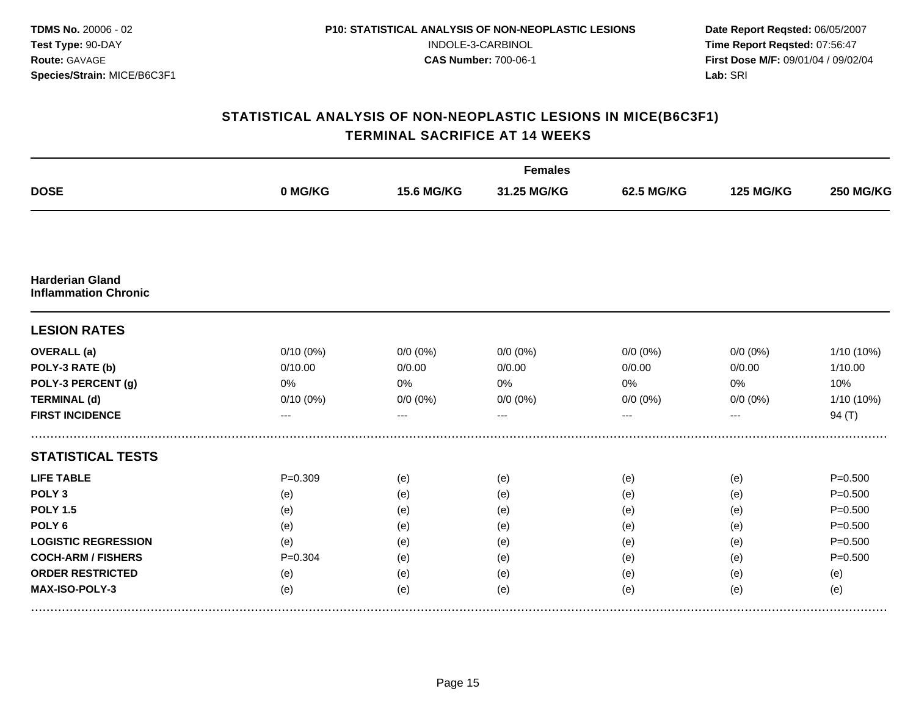**TDMS No.** 20006 - 02
**Test Type:** 90-DAY
**Route:** GAVAGE
**Species/Strain:** MICE/B6C3F1

**P10: STATISTICAL ANALYSIS OF NON-NEOPLASTIC LESIONS**
INDOLE-3-CARBINOL
**CAS Number:** 700-06-1

**Date Report Reqsted:** 06/05/2007
**Time Report Reqsted:** 07:56:47
**First Dose M/F:** 09/01/04 / 09/02/04
**Lab:** SRI

## STATISTICAL ANALYSIS OF NON-NEOPLASTIC LESIONS IN MICE(B6C3F1)
## TERMINAL SACRIFICE AT 14 WEEKS

| | Females | | | | | |
|---|---|---|---|---|---|---|
| **DOSE** | **0 MG/KG** | **15.6 MG/KG** | **31.25 MG/KG** | **62.5 MG/KG** | **125 MG/KG** | **250 MG/KG** |
| **Harderian Gland** **Inflammation Chronic** | | | | | | |
| **LESION RATES** | | | | | | |
| **OVERALL (a)** | 0/10 (0%) | 0/0 (0%) | 0/0 (0%) | 0/0 (0%) | 0/0 (0%) | 1/10 (10%) |
| **POLY-3 RATE (b)** | 0/10.00 | 0/0.00 | 0/0.00 | 0/0.00 | 0/0.00 | 1/10.00 |
| **POLY-3 PERCENT (g)** | 0% | 0% | 0% | 0% | 0% | 10% |
| **TERMINAL (d)** | 0/10 (0%) | 0/0 (0%) | 0/0 (0%) | 0/0 (0%) | 0/0 (0%) | 1/10 (10%) |
| **FIRST INCIDENCE** | --- | --- | --- | --- | --- | 94 (T) |
| **STATISTICAL TESTS** | | | | | | |
| **LIFE TABLE** | P=0.309 | (e) | (e) | (e) | (e) | P=0.500 |
| **POLY 3** | (e) | (e) | (e) | (e) | (e) | P=0.500 |
| **POLY 1.5** | (e) | (e) | (e) | (e) | (e) | P=0.500 |
| **POLY 6** | (e) | (e) | (e) | (e) | (e) | P=0.500 |
| **LOGISTIC REGRESSION** | (e) | (e) | (e) | (e) | (e) | P=0.500 |
| **COCH-ARM / FISHERS** | P=0.304 | (e) | (e) | (e) | (e) | P=0.500 |
| **ORDER RESTRICTED** | (e) | (e) | (e) | (e) | (e) | (e) |
| **MAX-ISO-POLY-3** | (e) | (e) | (e) | (e) | (e) | (e) |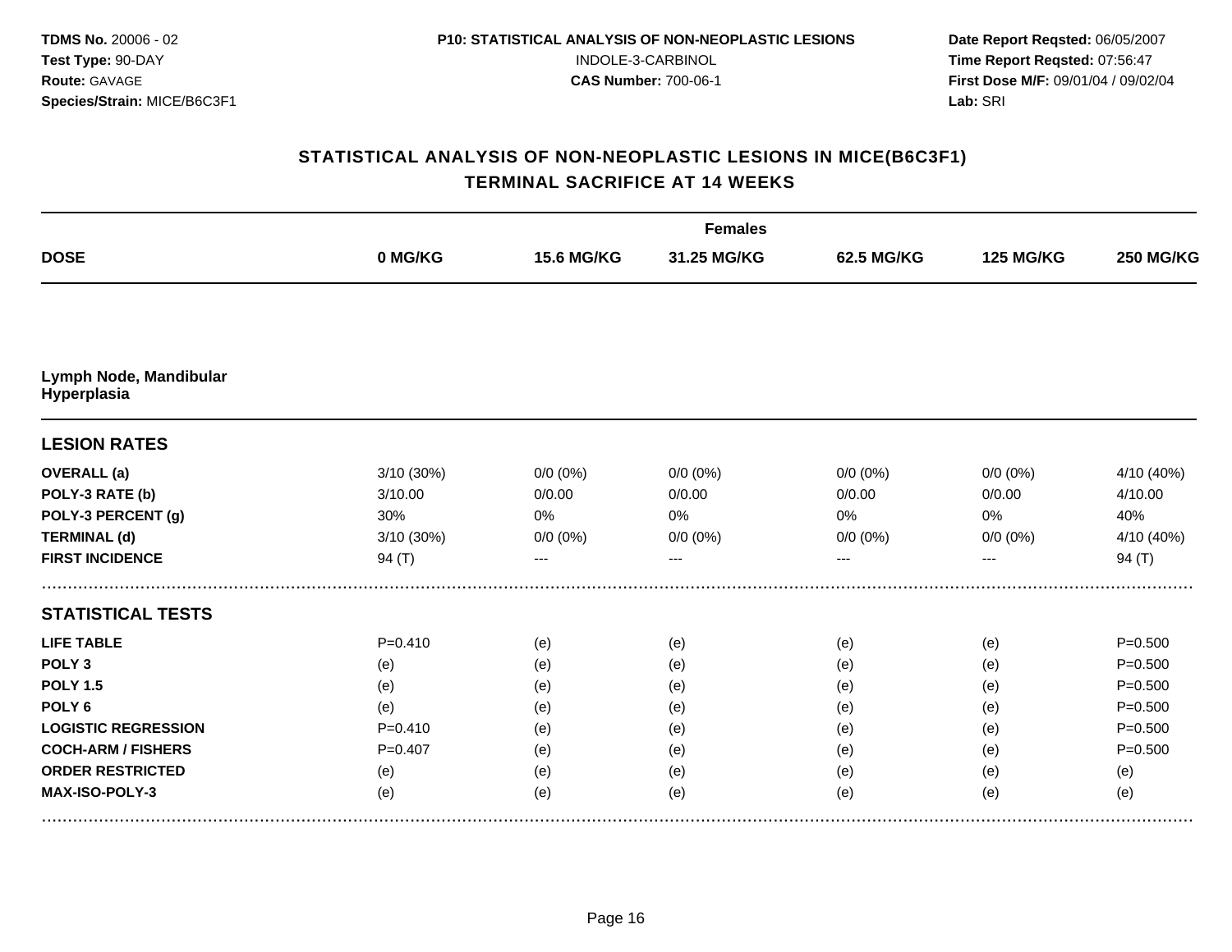## STATISTICAL ANALYSIS OF NON-NEOPLASTIC LESIONS IN MICE(B6C3F1)
## TERMINAL SACRIFICE AT 14 WEEKS

| | Females | | | | | |
|---|---|---|---|---|---|---|
| **DOSE** | **0 MG/KG** | **15.6 MG/KG** | **31.25 MG/KG** | **62.5 MG/KG** | **125 MG/KG** | **250 MG/KG** |
| **Lymph Node, Mandibular Hyperplasia** | | | | | | |
| **LESION RATES** | | | | | | |
| **OVERALL (a)** | 3/10 (30%) | 0/0 (0%) | 0/0 (0%) | 0/0 (0%) | 0/0 (0%) | 4/10 (40%) |
| **POLY-3 RATE (b)** | 3/10.00 | 0/0.00 | 0/0.00 | 0/0.00 | 0/0.00 | 4/10.00 |
| **POLY-3 PERCENT (g)** | 30% | 0% | 0% | 0% | 0% | 40% |
| **TERMINAL (d)** | 3/10 (30%) | 0/0 (0%) | 0/0 (0%) | 0/0 (0%) | 0/0 (0%) | 4/10 (40%) |
| **FIRST INCIDENCE** | 94 (T) | --- | --- | --- | --- | 94 (T) |
| **STATISTICAL TESTS** | | | | | | |
| **LIFE TABLE** | P=0.410 | (e) | (e) | (e) | (e) | P=0.500 |
| **POLY 3** | (e) | (e) | (e) | (e) | (e) | P=0.500 |
| **POLY 1.5** | (e) | (e) | (e) | (e) | (e) | P=0.500 |
| **POLY 6** | (e) | (e) | (e) | (e) | (e) | P=0.500 |
| **LOGISTIC REGRESSION** | P=0.410 | (e) | (e) | (e) | (e) | P=0.500 |
| **COCH-ARM / FISHERS** | P=0.407 | (e) | (e) | (e) | (e) | P=0.500 |
| **ORDER RESTRICTED** | (e) | (e) | (e) | (e) | (e) | (e) |
| **MAX-ISO-POLY-3** | (e) | (e) | (e) | (e) | (e) | (e) |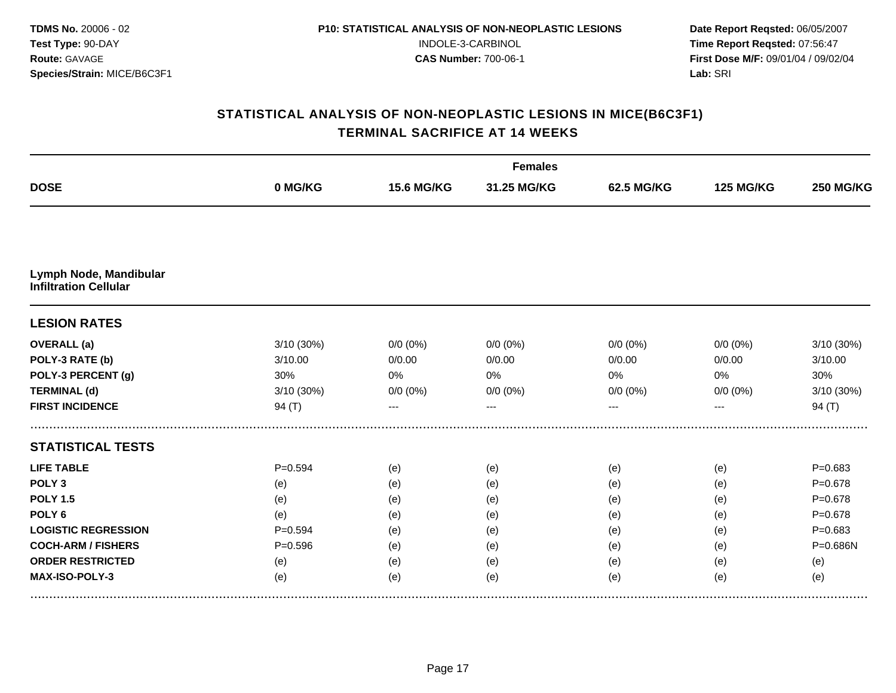**TDMS No.** 20006 - 02
**Test Type:** 90-DAY
**Route:** GAVAGE
**Species/Strain:** MICE/B6C3F1

**P10: STATISTICAL ANALYSIS OF NON-NEOPLASTIC LESIONS**
INDOLE-3-CARBINOL
**CAS Number:** 700-06-1

**Date Report Reqsted:** 06/05/2007
**Time Report Reqsted:** 07:56:47
**First Dose M/F:** 09/01/04 / 09/02/04
**Lab:** SRI

## STATISTICAL ANALYSIS OF NON-NEOPLASTIC LESIONS IN MICE(B6C3F1)
## TERMINAL SACRIFICE AT 14 WEEKS

| | Females | | | | | |
|---|---|---|---|---|---|---|
| **DOSE** | **0 MG/KG** | **15.6 MG/KG** | **31.25 MG/KG** | **62.5 MG/KG** | **125 MG/KG** | **250 MG/KG** |
| **Lymph Node, Mandibular** **Infiltration Cellular** | | | | | | |
| **LESION RATES** | | | | | | |
| **OVERALL (a)** | 3/10 (30%) | 0/0 (0%) | 0/0 (0%) | 0/0 (0%) | 0/0 (0%) | 3/10 (30%) |
| **POLY-3 RATE (b)** | 3/10.00 | 0/0.00 | 0/0.00 | 0/0.00 | 0/0.00 | 3/10.00 |
| **POLY-3 PERCENT (g)** | 30% | 0% | 0% | 0% | 0% | 30% |
| **TERMINAL (d)** | 3/10 (30%) | 0/0 (0%) | 0/0 (0%) | 0/0 (0%) | 0/0 (0%) | 3/10 (30%) |
| **FIRST INCIDENCE** | 94 (T) | --- | --- | --- | --- | 94 (T) |
| **STATISTICAL TESTS** | | | | | | |
| **LIFE TABLE** | P=0.594 | (e) | (e) | (e) | (e) | P=0.683 |
| **POLY 3** | (e) | (e) | (e) | (e) | (e) | P=0.678 |
| **POLY 1.5** | (e) | (e) | (e) | (e) | (e) | P=0.678 |
| **POLY 6** | (e) | (e) | (e) | (e) | (e) | P=0.678 |
| **LOGISTIC REGRESSION** | P=0.594 | (e) | (e) | (e) | (e) | P=0.683 |
| **COCH-ARM / FISHERS** | P=0.596 | (e) | (e) | (e) | (e) | P=0.686N |
| **ORDER RESTRICTED** | (e) | (e) | (e) | (e) | (e) | (e) |
| **MAX-ISO-POLY-3** | (e) | (e) | (e) | (e) | (e) | (e) |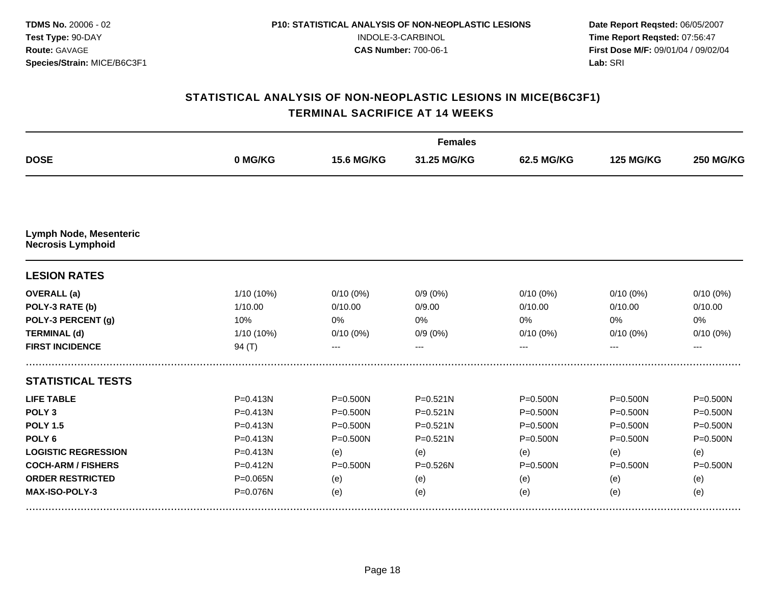**TDMS No.** 20006 - 02
**Test Type:** 90-DAY
**Route:** GAVAGE
**Species/Strain:** MICE/B6C3F1

**P10: STATISTICAL ANALYSIS OF NON-NEOPLASTIC LESIONS**
INDOLE-3-CARBINOL
**CAS Number:** 700-06-1

**Date Report Reqsted:** 06/05/2007
**Time Report Reqsted:** 07:56:47
**First Dose M/F:** 09/01/04 / 09/02/04
**Lab:** SRI

## STATISTICAL ANALYSIS OF NON-NEOPLASTIC LESIONS IN MICE(B6C3F1)
## TERMINAL SACRIFICE AT 14 WEEKS

| | Females | | | | | |
|---|---|---|---|---|---|---|
| **DOSE** | **0 MG/KG** | **15.6 MG/KG** | **31.25 MG/KG** | **62.5 MG/KG** | **125 MG/KG** | **250 MG/KG** |
| **Lymph Node, Mesenteric** | | | | | | |
| **Necrosis Lymphoid** | | | | | | |
| **LESION RATES** | | | | | | |
| **OVERALL (a)** | 1/10 (10%) | 0/10 (0%) | 0/9 (0%) | 0/10 (0%) | 0/10 (0%) | 0/10 (0%) |
| **POLY-3 RATE (b)** | 1/10.00 | 0/10.00 | 0/9.00 | 0/10.00 | 0/10.00 | 0/10.00 |
| **POLY-3 PERCENT (g)** | 10% | 0% | 0% | 0% | 0% | 0% |
| **TERMINAL (d)** | 1/10 (10%) | 0/10 (0%) | 0/9 (0%) | 0/10 (0%) | 0/10 (0%) | 0/10 (0%) |
| **FIRST INCIDENCE** | 94 (T) | --- | --- | --- | --- | --- |
| **STATISTICAL TESTS** | | | | | | |
| **LIFE TABLE** | P=0.413N | P=0.500N | P=0.521N | P=0.500N | P=0.500N | P=0.500N |
| **POLY 3** | P=0.413N | P=0.500N | P=0.521N | P=0.500N | P=0.500N | P=0.500N |
| **POLY 1.5** | P=0.413N | P=0.500N | P=0.521N | P=0.500N | P=0.500N | P=0.500N |
| **POLY 6** | P=0.413N | P=0.500N | P=0.521N | P=0.500N | P=0.500N | P=0.500N |
| **LOGISTIC REGRESSION** | P=0.413N | (e) | (e) | (e) | (e) | (e) |
| **COCH-ARM / FISHERS** | P=0.412N | P=0.500N | P=0.526N | P=0.500N | P=0.500N | P=0.500N |
| **ORDER RESTRICTED** | P=0.065N | (e) | (e) | (e) | (e) | (e) |
| **MAX-ISO-POLY-3** | P=0.076N | (e) | (e) | (e) | (e) | (e) |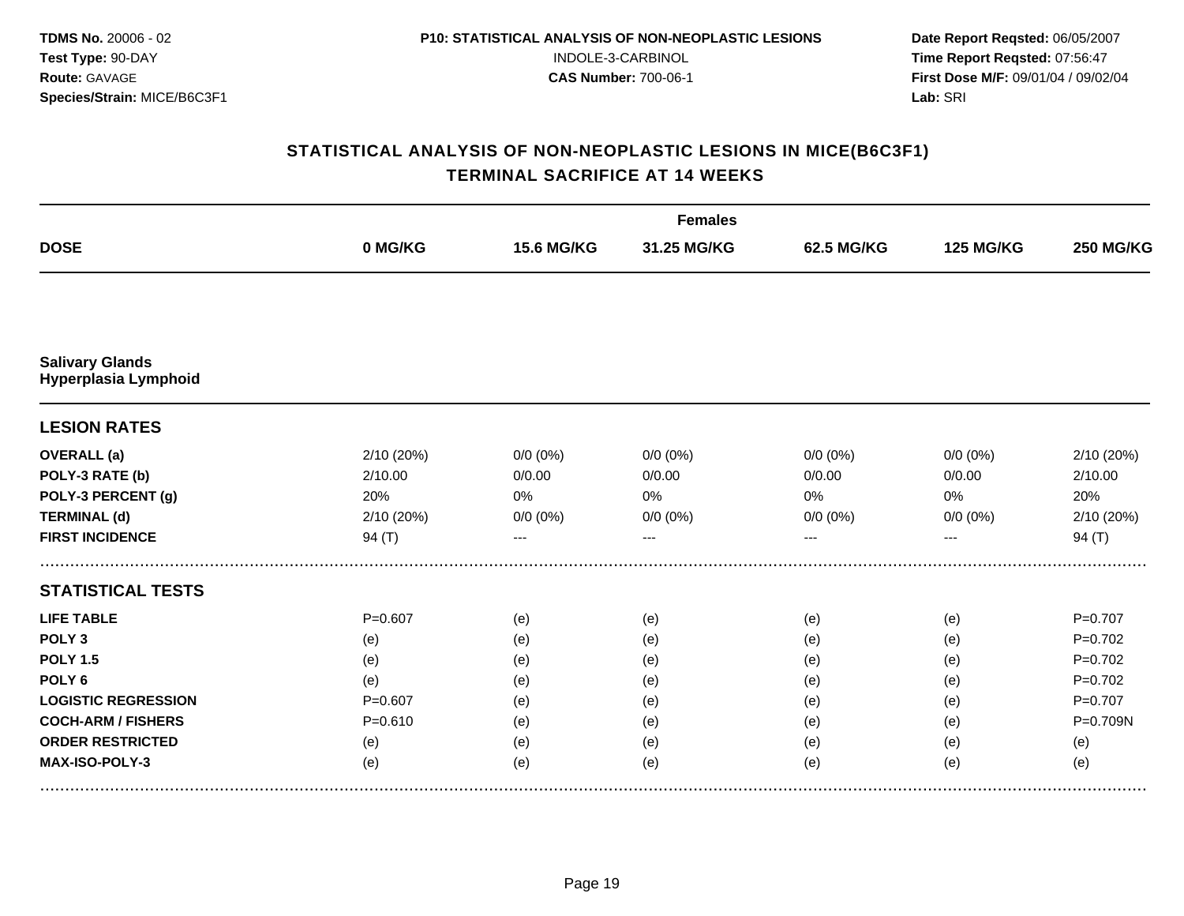**TDMS No.** 20006 - 02
**Test Type:** 90-DAY
**Route:** GAVAGE
**Species/Strain:** MICE/B6C3F1

**P10: STATISTICAL ANALYSIS OF NON-NEOPLASTIC LESIONS**
INDOLE-3-CARBINOL
**CAS Number:** 700-06-1

**Date Report Reqsted:** 06/05/2007
**Time Report Reqsted:** 07:56:47
**First Dose M/F:** 09/01/04 / 09/02/04
**Lab:** SRI

## STATISTICAL ANALYSIS OF NON-NEOPLASTIC LESIONS IN MICE(B6C3F1)
## TERMINAL SACRIFICE AT 14 WEEKS

| | Females | | | | | |
|---|---|---|---|---|---|---|
| **DOSE** | **0 MG/KG** | **15.6 MG/KG** | **31.25 MG/KG** | **62.5 MG/KG** | **125 MG/KG** | **250 MG/KG** |
| **Salivary Glands** | | | | | | |
| **Hyperplasia Lymphoid** | | | | | | |
| **LESION RATES** | | | | | | |
| **OVERALL (a)** | 2/10 (20%) | 0/0 (0%) | 0/0 (0%) | 0/0 (0%) | 0/0 (0%) | 2/10 (20%) |
| **POLY-3 RATE (b)** | 2/10.00 | 0/0.00 | 0/0.00 | 0/0.00 | 0/0.00 | 2/10.00 |
| **POLY-3 PERCENT (g)** | 20% | 0% | 0% | 0% | 0% | 20% |
| **TERMINAL (d)** | 2/10 (20%) | 0/0 (0%) | 0/0 (0%) | 0/0 (0%) | 0/0 (0%) | 2/10 (20%) |
| **FIRST INCIDENCE** | 94 (T) | --- | --- | --- | --- | 94 (T) |
| **STATISTICAL TESTS** | | | | | | |
| **LIFE TABLE** | P=0.607 | (e) | (e) | (e) | (e) | P=0.707 |
| **POLY 3** | (e) | (e) | (e) | (e) | (e) | P=0.702 |
| **POLY 1.5** | (e) | (e) | (e) | (e) | (e) | P=0.702 |
| **POLY 6** | (e) | (e) | (e) | (e) | (e) | P=0.702 |
| **LOGISTIC REGRESSION** | P=0.607 | (e) | (e) | (e) | (e) | P=0.707 |
| **COCH-ARM / FISHERS** | P=0.610 | (e) | (e) | (e) | (e) | P=0.709N |
| **ORDER RESTRICTED** | (e) | (e) | (e) | (e) | (e) | (e) |
| **MAX-ISO-POLY-3** | (e) | (e) | (e) | (e) | (e) | (e) |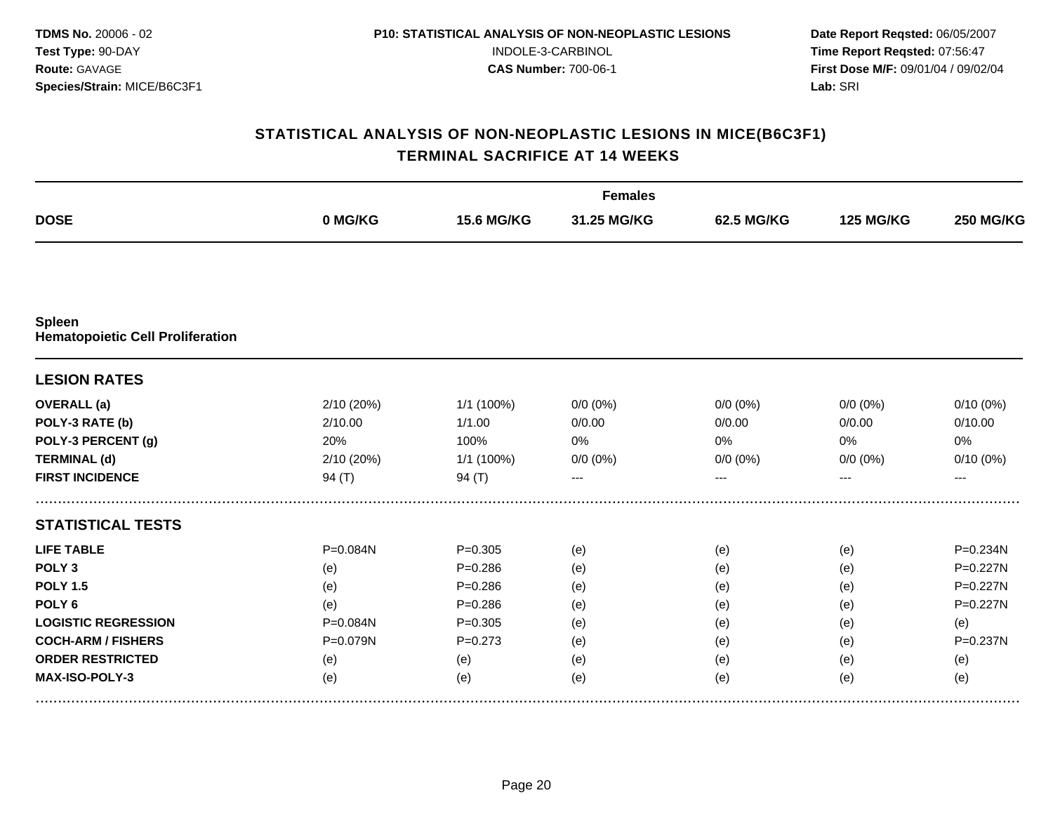**TDMS No.** 20006 - 02
**Test Type:** 90-DAY
**Route:** GAVAGE
**Species/Strain:** MICE/B6C3F1

**P10: STATISTICAL ANALYSIS OF NON-NEOPLASTIC LESIONS**
INDOLE-3-CARBINOL
**CAS Number:** 700-06-1

**Date Report Reqsted:** 06/05/2007
**Time Report Reqsted:** 07:56:47
**First Dose M/F:** 09/01/04 / 09/02/04
**Lab:** SRI

## STATISTICAL ANALYSIS OF NON-NEOPLASTIC LESIONS IN MICE(B6C3F1)
## TERMINAL SACRIFICE AT 14 WEEKS

| | Females | | | | | |
|---|---|---|---|---|---|---|
| **DOSE** | **0 MG/KG** | **15.6 MG/KG** | **31.25 MG/KG** | **62.5 MG/KG** | **125 MG/KG** | **250 MG/KG** |
| **Spleen** | | | | | | |
| **Hematopoietic Cell Proliferation** | | | | | | |
| **LESION RATES** | | | | | | |
| **OVERALL (a)** | 2/10 (20%) | 1/1 (100%) | 0/0 (0%) | 0/0 (0%) | 0/0 (0%) | 0/10 (0%) |
| **POLY-3 RATE (b)** | 2/10.00 | 1/1.00 | 0/0.00 | 0/0.00 | 0/0.00 | 0/10.00 |
| **POLY-3 PERCENT (g)** | 20% | 100% | 0% | 0% | 0% | 0% |
| **TERMINAL (d)** | 2/10 (20%) | 1/1 (100%) | 0/0 (0%) | 0/0 (0%) | 0/0 (0%) | 0/10 (0%) |
| **FIRST INCIDENCE** | 94 (T) | 94 (T) | --- | --- | --- | --- |
| **STATISTICAL TESTS** | | | | | | |
| **LIFE TABLE** | P=0.084N | P=0.305 | (e) | (e) | (e) | P=0.234N |
| **POLY 3** | (e) | P=0.286 | (e) | (e) | (e) | P=0.227N |
| **POLY 1.5** | (e) | P=0.286 | (e) | (e) | (e) | P=0.227N |
| **POLY 6** | (e) | P=0.286 | (e) | (e) | (e) | P=0.227N |
| **LOGISTIC REGRESSION** | P=0.084N | P=0.305 | (e) | (e) | (e) | (e) |
| **COCH-ARM / FISHERS** | P=0.079N | P=0.273 | (e) | (e) | (e) | P=0.237N |
| **ORDER RESTRICTED** | (e) | (e) | (e) | (e) | (e) | (e) |
| **MAX-ISO-POLY-3** | (e) | (e) | (e) | (e) | (e) | (e) |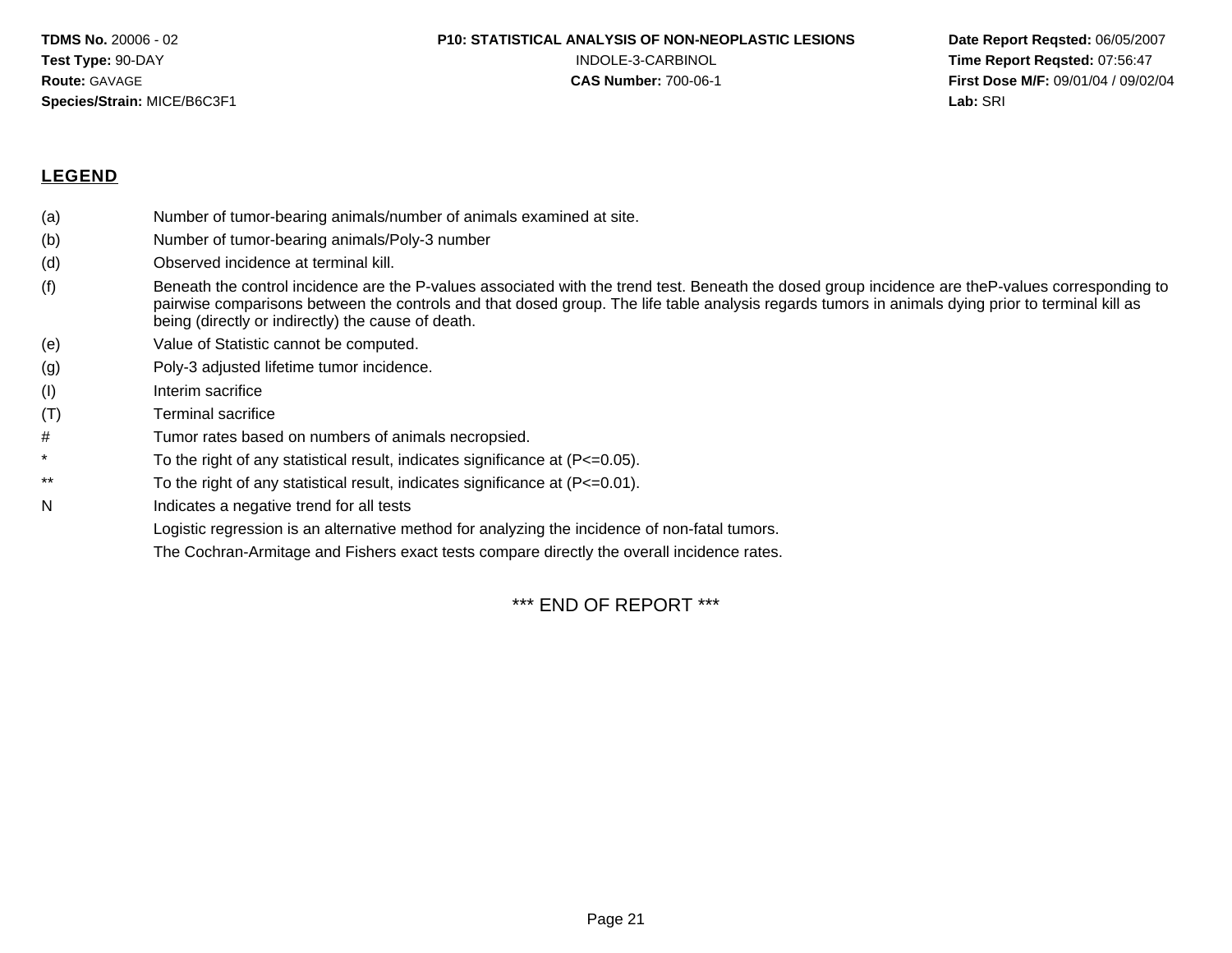**TDMS No.** 20006 - 02
**Test Type:** 90-DAY
**Route:** GAVAGE
**Species/Strain:** MICE/B6C3F1

**P10: STATISTICAL ANALYSIS OF NON-NEOPLASTIC LESIONS**
INDOLE-3-CARBINOL
**CAS Number:** 700-06-1

**Date Report Reqsted:** 06/05/2007
**Time Report Reqsted:** 07:56:47
**First Dose M/F:** 09/01/04 / 09/02/04
**Lab:** SRI

## LEGEND

| | |
|---|---|
| (a) | Number of tumor-bearing animals/number of animals examined at site. |
| (b) | Number of tumor-bearing animals/Poly-3 number |
| (d) | Observed incidence at terminal kill. |
| (f) | Beneath the control incidence are the P-values associated with the trend test. Beneath the dosed group incidence are theP-values corresponding to pairwise comparisons between the controls and that dosed group. The life table analysis regards tumors in animals dying prior to terminal kill as being (directly or indirectly) the cause of death. |
| (e) | Value of Statistic cannot be computed. |
| (g) | Poly-3 adjusted lifetime tumor incidence. |
| (I) | Interim sacrifice |
| (T) | Terminal sacrifice |
| # | Tumor rates based on numbers of animals necropsied. |
| * | To the right of any statistical result, indicates significance at (P<=0.05). |
| ** | To the right of any statistical result, indicates significance at (P<=0.01). |
| N | Indicates a negative trend for all tests |
| | Logistic regression is an alternative method for analyzing the incidence of non-fatal tumors. |
| | The Cochran-Armitage and Fishers exact tests compare directly the overall incidence rates. |

*** END OF REPORT ***